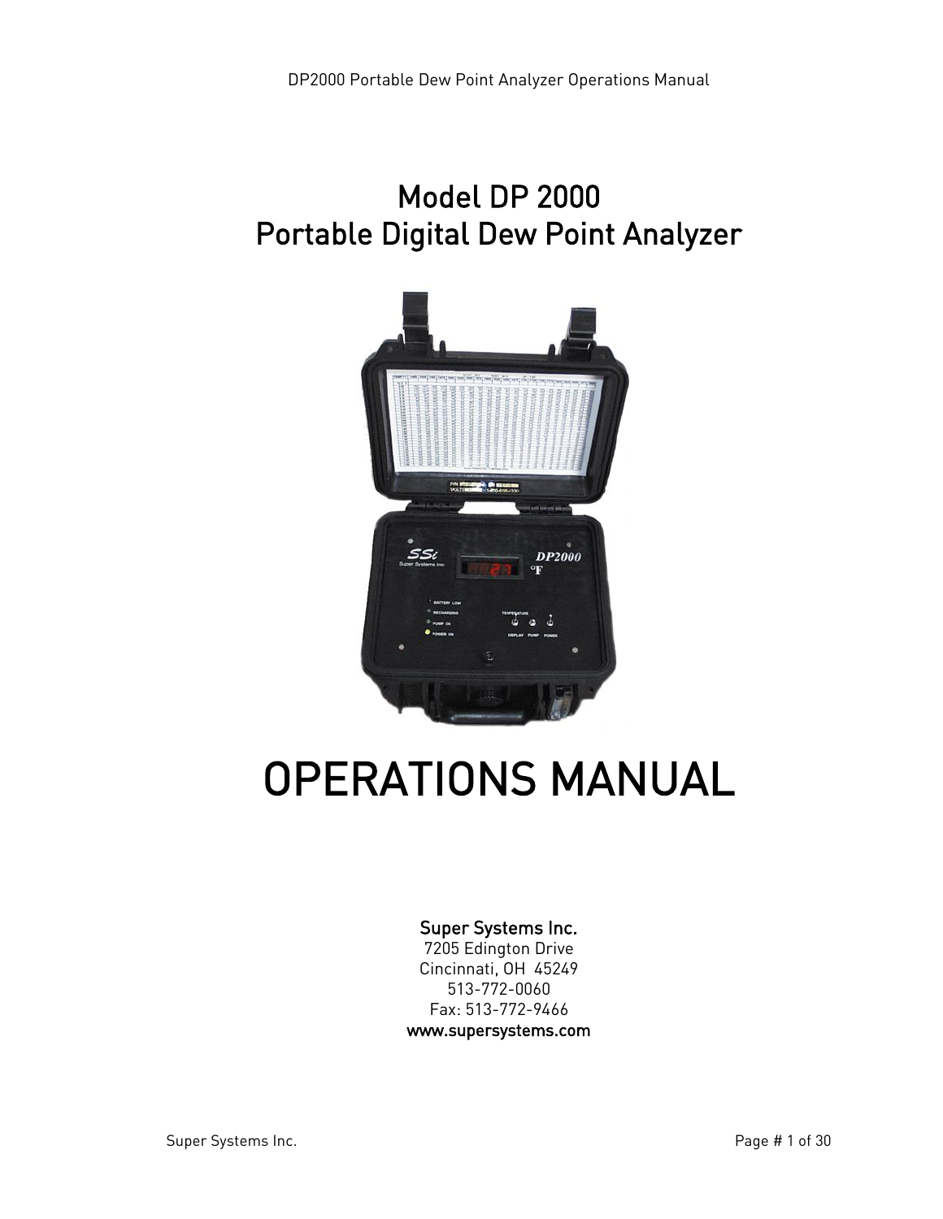# Model DP 2000
# Portable Digital Dew Point Analyzer

# OPERATIONS MANUAL

**Super Systems Inc.**
7205 Edington Drive
Cincinnati, OH 45249
513-772-0060
Fax: 513-772-9466
**www.supersystems.com**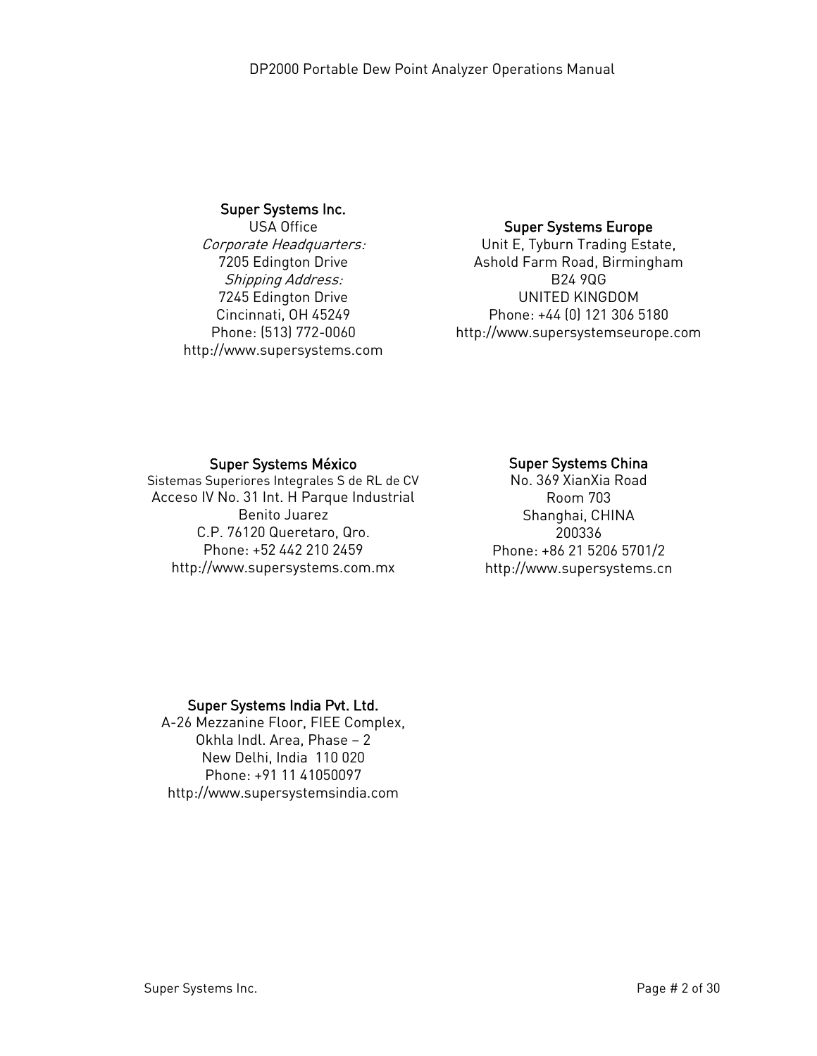**Super Systems Inc.**
USA Office
*Corporate Headquarters:*
7205 Edington Drive
*Shipping Address:*
7245 Edington Drive
Cincinnati, OH 45249
Phone: (513) 772-0060
http://www.supersystems.com

**Super Systems Europe**
Unit E, Tyburn Trading Estate,
Ashold Farm Road, Birmingham
B24 9QG
UNITED KINGDOM
Phone: +44 (0) 121 306 5180
http://www.supersystemseurope.com

**Super Systems México**
Sistemas Superiores Integrales S de RL de CV
Acceso IV No. 31 Int. H Parque Industrial
Benito Juarez
C.P. 76120 Queretaro, Qro.
Phone: +52 442 210 2459
http://www.supersystems.com.mx

**Super Systems China**
No. 369 XianXia Road
Room 703
Shanghai, CHINA
200336
Phone: +86 21 5206 5701/2
http://www.supersystems.cn

**Super Systems India Pvt. Ltd.**
A-26 Mezzanine Floor, FIEE Complex,
Okhla Indl. Area, Phase – 2
New Delhi, India 110 020
Phone: +91 11 41050097
http://www.supersystemsindia.com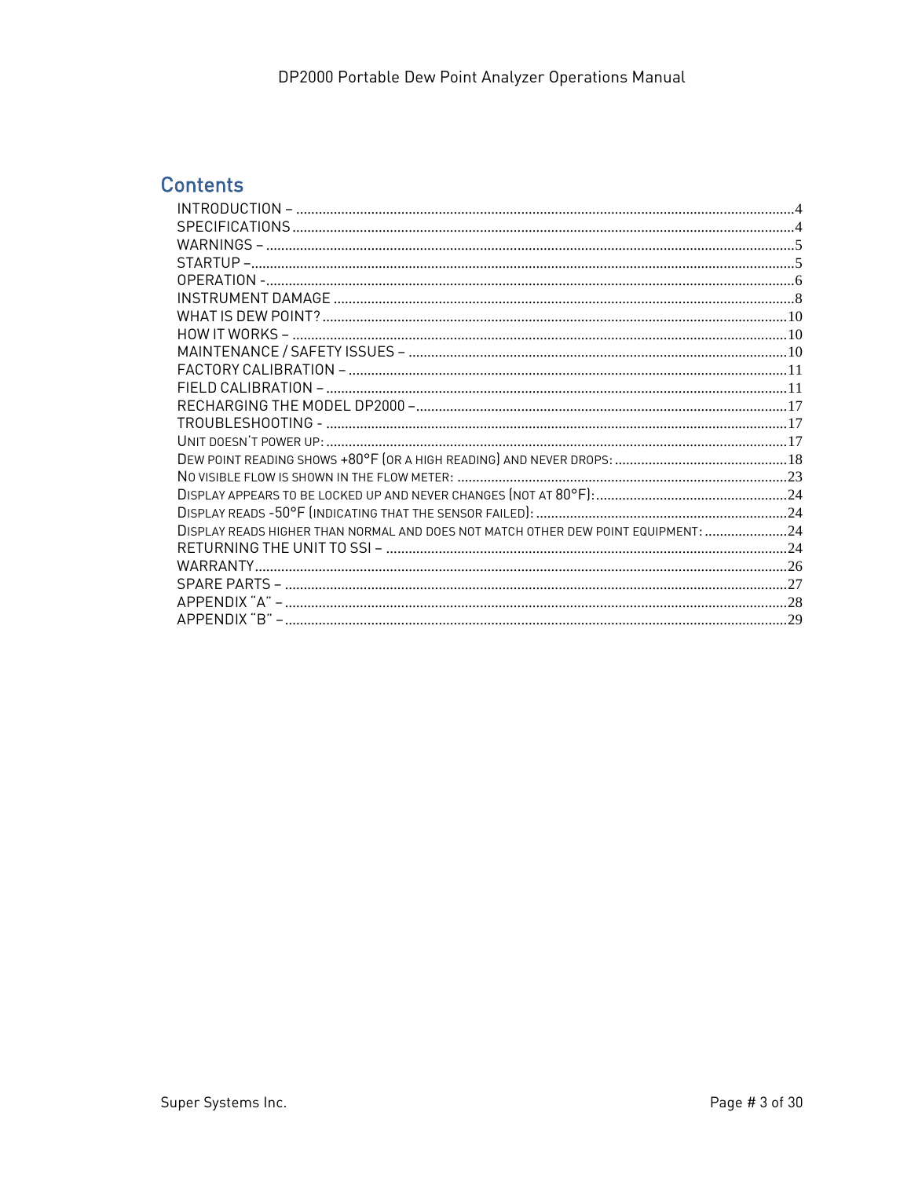## Contents

INTRODUCTION – ....................................................................................................................4
SPECIFICATIONS ....................................................................................................................4
WARNINGS – ..........................................................................................................................5
STARTUP –..............................................................................................................................5
OPERATION -...........................................................................................................................6
INSTRUMENT DAMAGE ..........................................................................................................8
WHAT IS DEW POINT? ..........................................................................................................10
HOW IT WORKS – ..................................................................................................................10
MAINTENANCE / SAFETY ISSUES – ......................................................................................10
FACTORY CALIBRATION – ....................................................................................................11
FIELD CALIBRATION – ..........................................................................................................11
RECHARGING THE MODEL DP2000 –...................................................................................17
TROUBLESHOOTING - ..........................................................................................................17
UNIT DOESN'T POWER UP: ...................................................................................................17
DEW POINT READING SHOWS +80°F (OR A HIGH READING) AND NEVER DROPS: ..............18
NO VISIBLE FLOW IS SHOWN IN THE FLOW METER: ..........................................................23
DISPLAY APPEARS TO BE LOCKED UP AND NEVER CHANGES (NOT AT 80°F):...................24
DISPLAY READS -50°F (INDICATING THAT THE SENSOR FAILED): ......................................24
DISPLAY READS HIGHER THAN NORMAL AND DOES NOT MATCH OTHER DEW POINT EQUIPMENT: .......24
RETURNING THE UNIT TO SSI – ............................................................................................24
WARRANTY............................................................................................................................26
SPARE PARTS – .....................................................................................................................27
APPENDIX "A" – .....................................................................................................................28
APPENDIX "B" – .....................................................................................................................29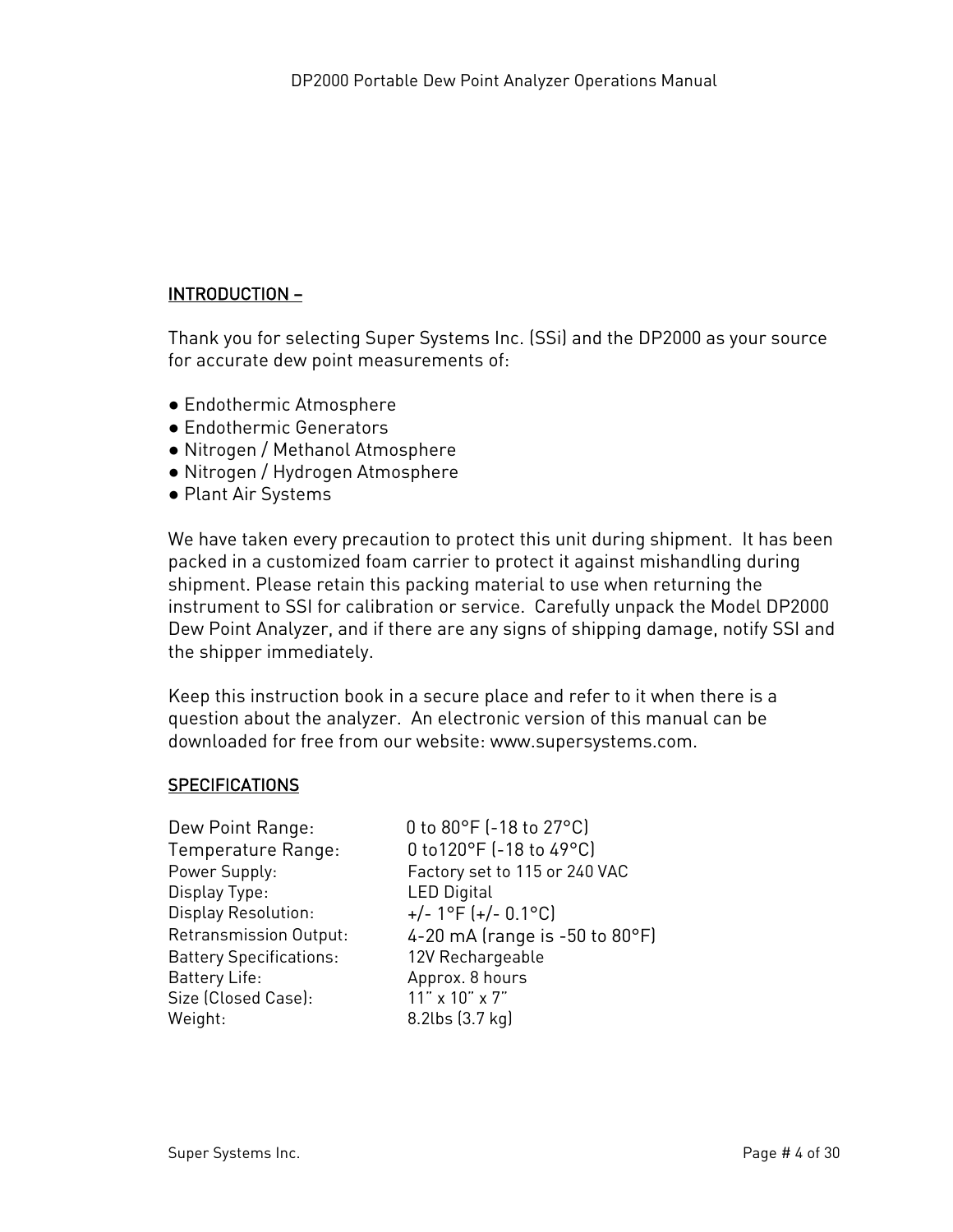## INTRODUCTION –

Thank you for selecting Super Systems Inc. (SSi) and the DP2000 as your source for accurate dew point measurements of:

- Endothermic Atmosphere
- Endothermic Generators
- Nitrogen / Methanol Atmosphere
- Nitrogen / Hydrogen Atmosphere
- Plant Air Systems

We have taken every precaution to protect this unit during shipment. It has been packed in a customized foam carrier to protect it against mishandling during shipment. Please retain this packing material to use when returning the instrument to SSI for calibration or service. Carefully unpack the Model DP2000 Dew Point Analyzer, and if there are any signs of shipping damage, notify SSI and the shipper immediately.

Keep this instruction book in a secure place and refer to it when there is a question about the analyzer. An electronic version of this manual can be downloaded for free from our website: www.supersystems.com.

## SPECIFICATIONS

| | |
|---|---|
| Dew Point Range: | 0 to 80°F (-18 to 27°C) |
| Temperature Range: | 0 to120°F (-18 to 49°C) |
| Power Supply: | Factory set to 115 or 240 VAC |
| Display Type: | LED Digital |
| Display Resolution: | +/- 1°F (+/- 0.1°C) |
| Retransmission Output: | 4-20 mA (range is -50 to 80°F) |
| Battery Specifications: | 12V Rechargeable |
| Battery Life: | Approx. 8 hours |
| Size (Closed Case): | 11" x 10" x 7" |
| Weight: | 8.2lbs (3.7 kg) |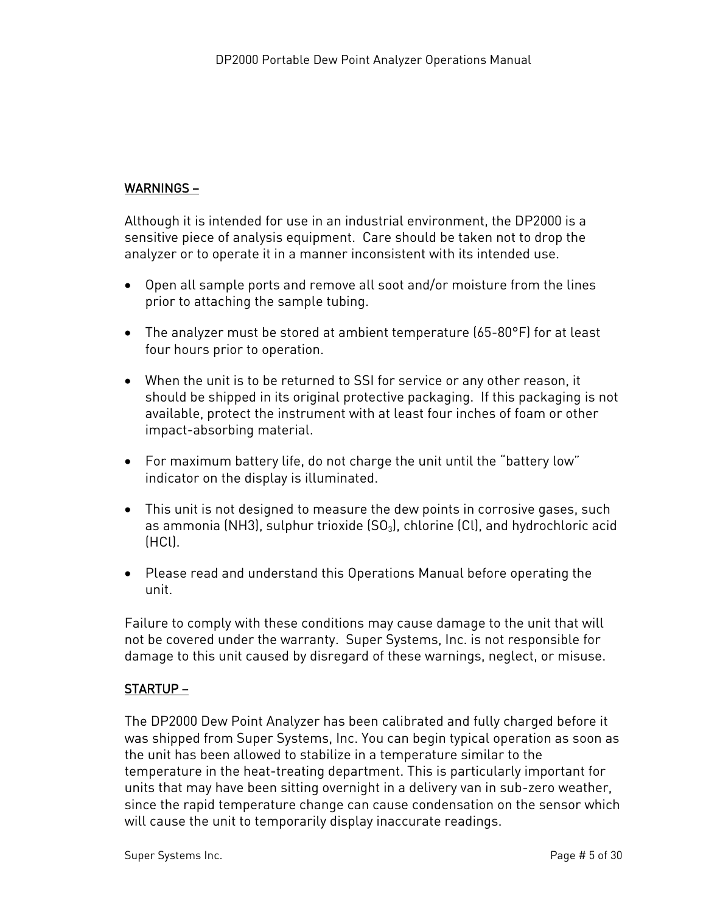## WARNINGS –

Although it is intended for use in an industrial environment, the DP2000 is a sensitive piece of analysis equipment. Care should be taken not to drop the analyzer or to operate it in a manner inconsistent with its intended use.

- Open all sample ports and remove all soot and/or moisture from the lines prior to attaching the sample tubing.
- The analyzer must be stored at ambient temperature (65-80°F) for at least four hours prior to operation.
- When the unit is to be returned to SSI for service or any other reason, it should be shipped in its original protective packaging. If this packaging is not available, protect the instrument with at least four inches of foam or other impact-absorbing material.
- For maximum battery life, do not charge the unit until the "battery low" indicator on the display is illuminated.
- This unit is not designed to measure the dew points in corrosive gases, such as ammonia (NH3), sulphur trioxide ($SO_3$), chlorine (Cl), and hydrochloric acid (HCl).
- Please read and understand this Operations Manual before operating the unit.

Failure to comply with these conditions may cause damage to the unit that will not be covered under the warranty. Super Systems, Inc. is not responsible for damage to this unit caused by disregard of these warnings, neglect, or misuse.

## STARTUP –

The DP2000 Dew Point Analyzer has been calibrated and fully charged before it was shipped from Super Systems, Inc. You can begin typical operation as soon as the unit has been allowed to stabilize in a temperature similar to the temperature in the heat-treating department. This is particularly important for units that may have been sitting overnight in a delivery van in sub-zero weather, since the rapid temperature change can cause condensation on the sensor which will cause the unit to temporarily display inaccurate readings.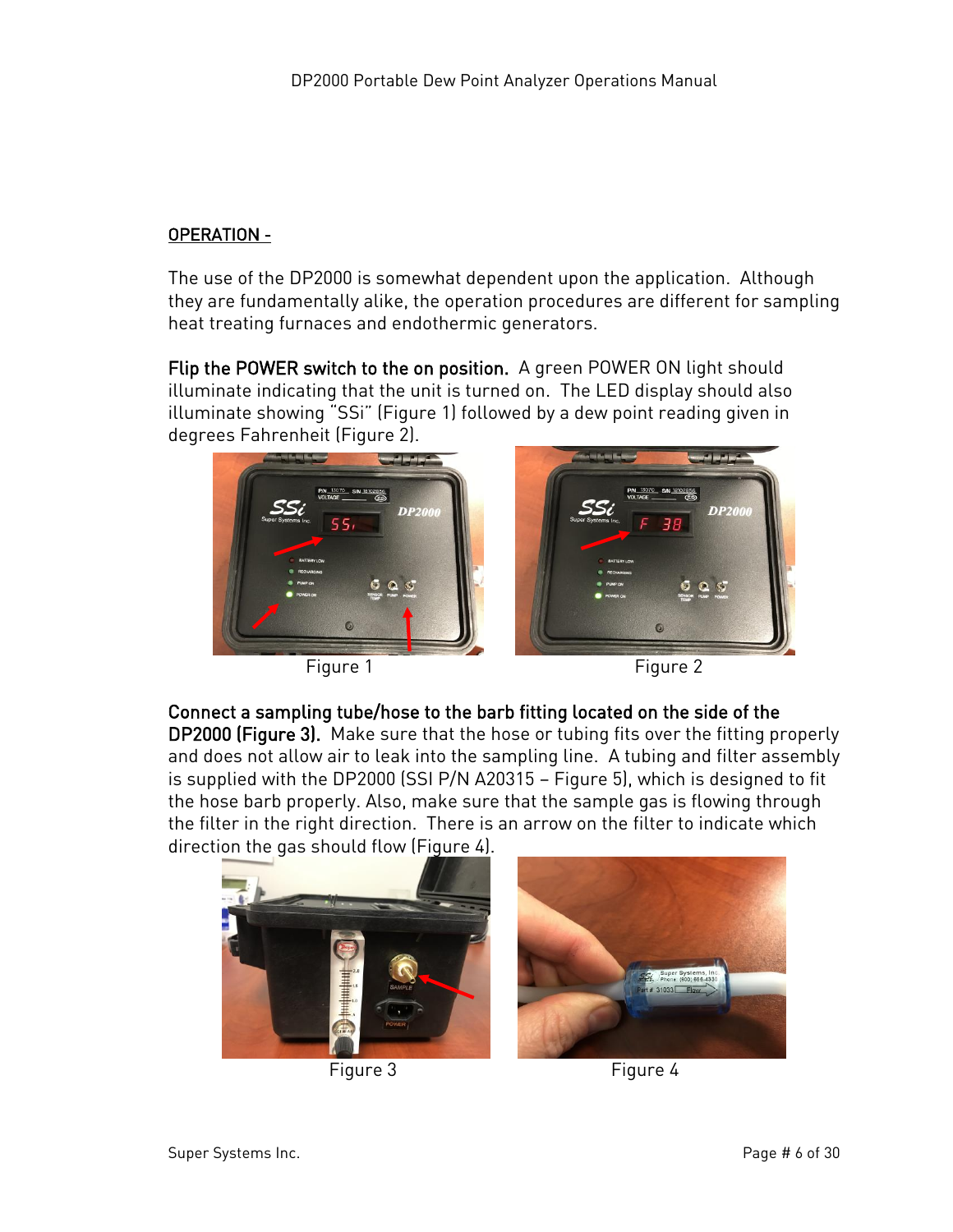## OPERATION -

The use of the DP2000 is somewhat dependent upon the application. Although they are fundamentally alike, the operation procedures are different for sampling heat treating furnaces and endothermic generators.

**Flip the POWER switch to the on position.** A green POWER ON light should illuminate indicating that the unit is turned on. The LED display should also illuminate showing "SSi" (Figure 1) followed by a dew point reading given in degrees Fahrenheit (Figure 2).

Figure 1

Figure 2

**Connect a sampling tube/hose to the barb fitting located on the side of the DP2000 (Figure 3).** Make sure that the hose or tubing fits over the fitting properly and does not allow air to leak into the sampling line. A tubing and filter assembly is supplied with the DP2000 (SSI P/N A20315 – Figure 5), which is designed to fit the hose barb properly. Also, make sure that the sample gas is flowing through the filter in the right direction. There is an arrow on the filter to indicate which direction the gas should flow (Figure 4).

Figure 3

Figure 4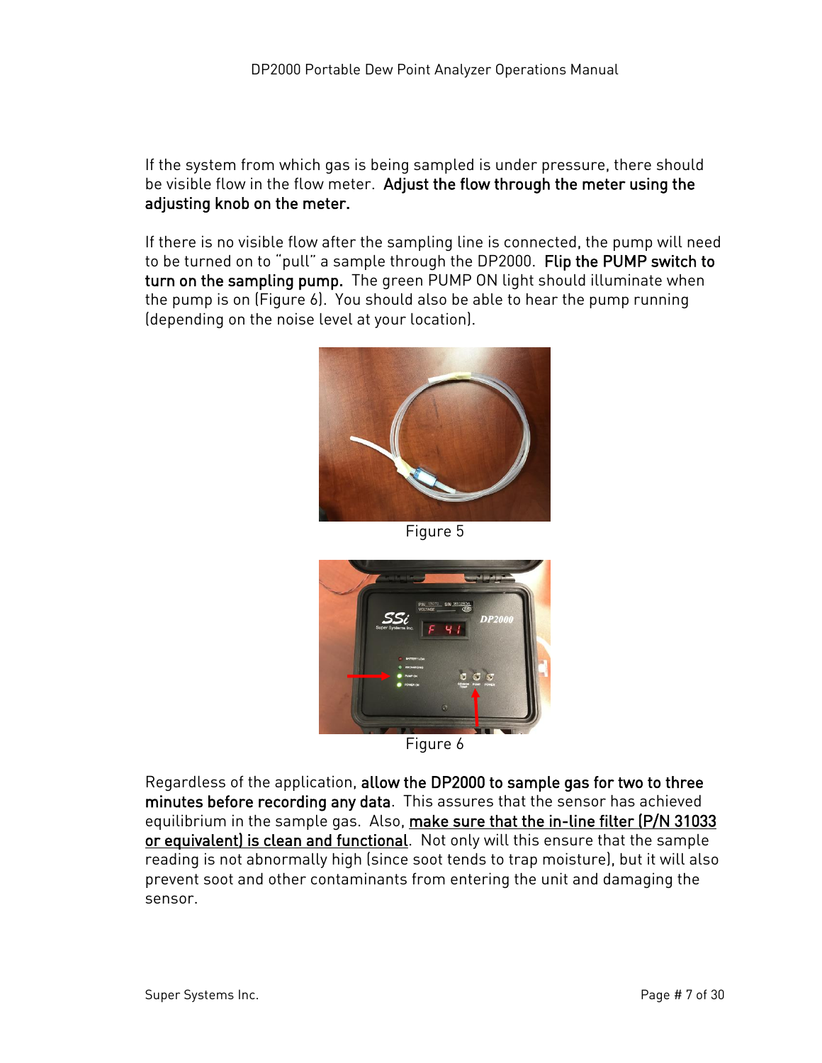If the system from which gas is being sampled is under pressure, there should be visible flow in the flow meter. **Adjust the flow through the meter using the adjusting knob on the meter.**

If there is no visible flow after the sampling line is connected, the pump will need to be turned on to "pull" a sample through the DP2000. **Flip the PUMP switch to turn on the sampling pump.** The green PUMP ON light should illuminate when the pump is on (Figure 6). You should also be able to hear the pump running (depending on the noise level at your location).

Figure 5

Figure 6

Regardless of the application, **allow the DP2000 to sample gas for two to three minutes before recording any data**. This assures that the sensor has achieved equilibrium in the sample gas. Also, **make sure that the in-line filter (P/N 31033 or equivalent) is clean and functional**. Not only will this ensure that the sample reading is not abnormally high (since soot tends to trap moisture), but it will also prevent soot and other contaminants from entering the unit and damaging the sensor.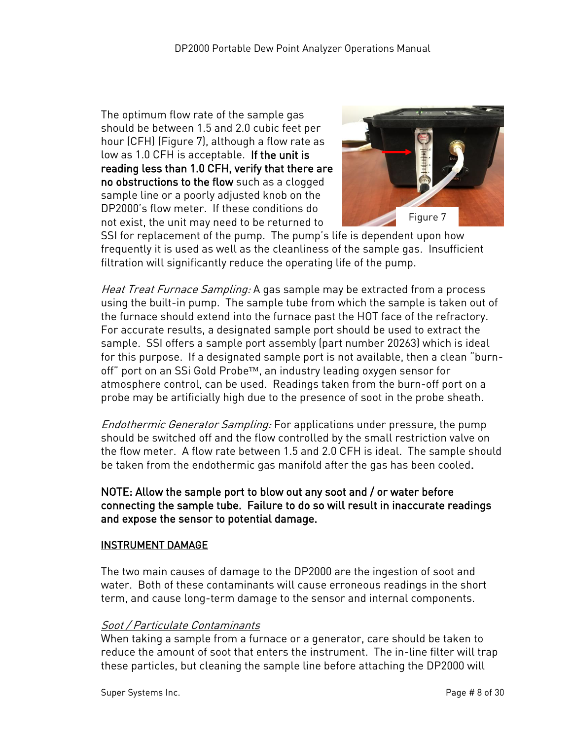The optimum flow rate of the sample gas should be between 1.5 and 2.0 cubic feet per hour (CFH) (Figure 7), although a flow rate as low as 1.0 CFH is acceptable. **If the unit is reading less than 1.0 CFH, verify that there are no obstructions to the flow** such as a clogged sample line or a poorly adjusted knob on the DP2000's flow meter. If these conditions do not exist, the unit may need to be returned to SSI for replacement of the pump. The pump's life is dependent upon how frequently it is used as well as the cleanliness of the sample gas. Insufficient filtration will significantly reduce the operating life of the pump.

Figure 7

*Heat Treat Furnace Sampling:* A gas sample may be extracted from a process using the built-in pump. The sample tube from which the sample is taken out of the furnace should extend into the furnace past the HOT face of the refractory. For accurate results, a designated sample port should be used to extract the sample. SSI offers a sample port assembly (part number 20263) which is ideal for this purpose. If a designated sample port is not available, then a clean "burn-off" port on an SSi Gold Probe™, an industry leading oxygen sensor for atmosphere control, can be used. Readings taken from the burn-off port on a probe may be artificially high due to the presence of soot in the probe sheath.

*Endothermic Generator Sampling:* For applications under pressure, the pump should be switched off and the flow controlled by the small restriction valve on the flow meter. A flow rate between 1.5 and 2.0 CFH is ideal. The sample should be taken from the endothermic gas manifold after the gas has been cooled.

**NOTE: Allow the sample port to blow out any soot and / or water before connecting the sample tube. Failure to do so will result in inaccurate readings and expose the sensor to potential damage.**

## INSTRUMENT DAMAGE

The two main causes of damage to the DP2000 are the ingestion of soot and water. Both of these contaminants will cause erroneous readings in the short term, and cause long-term damage to the sensor and internal components.

### *Soot / Particulate Contaminants*

When taking a sample from a furnace or a generator, care should be taken to reduce the amount of soot that enters the instrument. The in-line filter will trap these particles, but cleaning the sample line before attaching the DP2000 will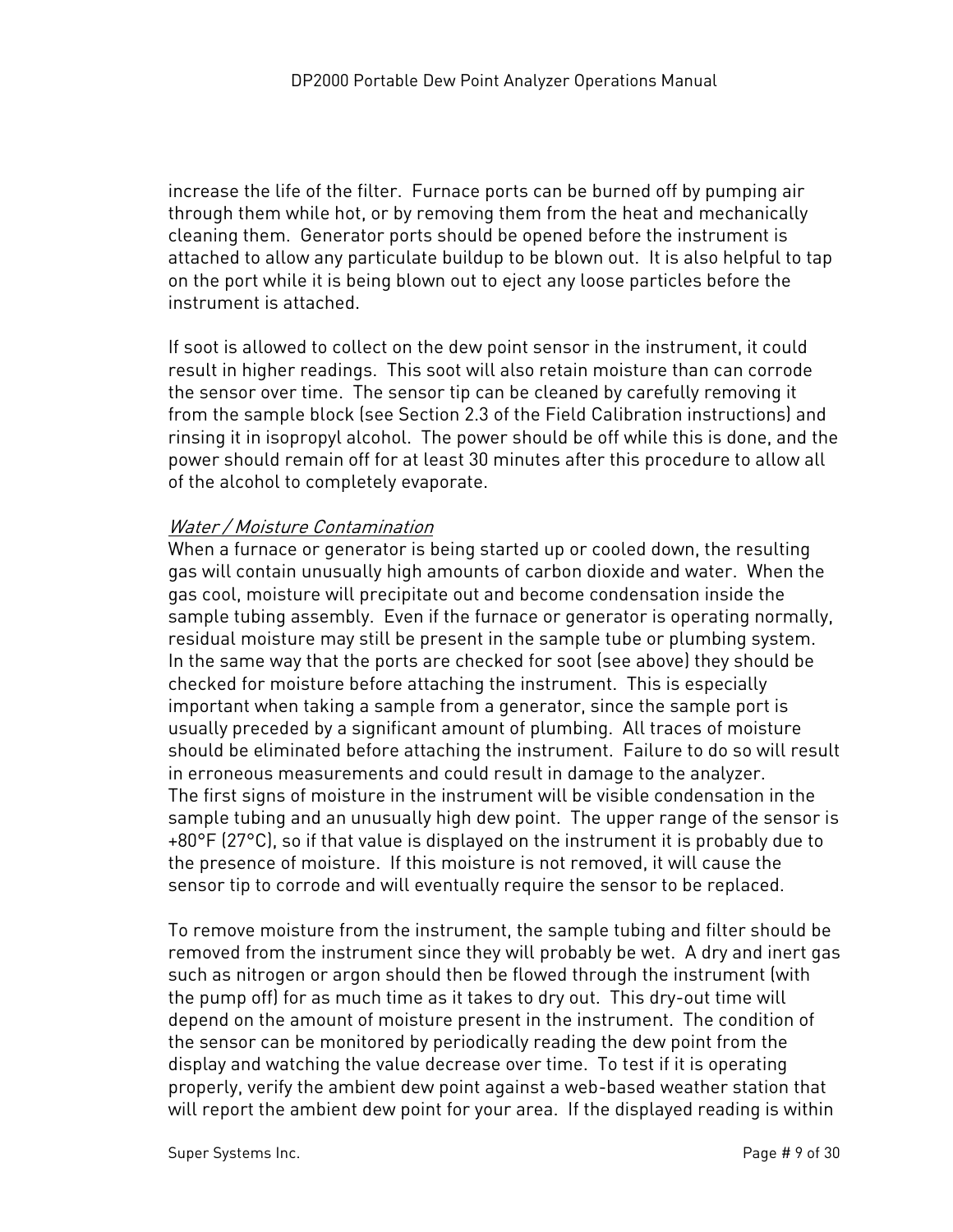increase the life of the filter. Furnace ports can be burned off by pumping air through them while hot, or by removing them from the heat and mechanically cleaning them. Generator ports should be opened before the instrument is attached to allow any particulate buildup to be blown out. It is also helpful to tap on the port while it is being blown out to eject any loose particles before the instrument is attached.

If soot is allowed to collect on the dew point sensor in the instrument, it could result in higher readings. This soot will also retain moisture than can corrode the sensor over time. The sensor tip can be cleaned by carefully removing it from the sample block (see Section 2.3 of the Field Calibration instructions) and rinsing it in isopropyl alcohol. The power should be off while this is done, and the power should remain off for at least 30 minutes after this procedure to allow all of the alcohol to completely evaporate.

*Water / Moisture Contamination*

When a furnace or generator is being started up or cooled down, the resulting gas will contain unusually high amounts of carbon dioxide and water. When the gas cool, moisture will precipitate out and become condensation inside the sample tubing assembly. Even if the furnace or generator is operating normally, residual moisture may still be present in the sample tube or plumbing system. In the same way that the ports are checked for soot (see above) they should be checked for moisture before attaching the instrument. This is especially important when taking a sample from a generator, since the sample port is usually preceded by a significant amount of plumbing. All traces of moisture should be eliminated before attaching the instrument. Failure to do so will result in erroneous measurements and could result in damage to the analyzer.
The first signs of moisture in the instrument will be visible condensation in the sample tubing and an unusually high dew point. The upper range of the sensor is +80°F (27°C), so if that value is displayed on the instrument it is probably due to the presence of moisture. If this moisture is not removed, it will cause the sensor tip to corrode and will eventually require the sensor to be replaced.

To remove moisture from the instrument, the sample tubing and filter should be removed from the instrument since they will probably be wet. A dry and inert gas such as nitrogen or argon should then be flowed through the instrument (with the pump off) for as much time as it takes to dry out. This dry-out time will depend on the amount of moisture present in the instrument. The condition of the sensor can be monitored by periodically reading the dew point from the display and watching the value decrease over time. To test if it is operating properly, verify the ambient dew point against a web-based weather station that will report the ambient dew point for your area. If the displayed reading is within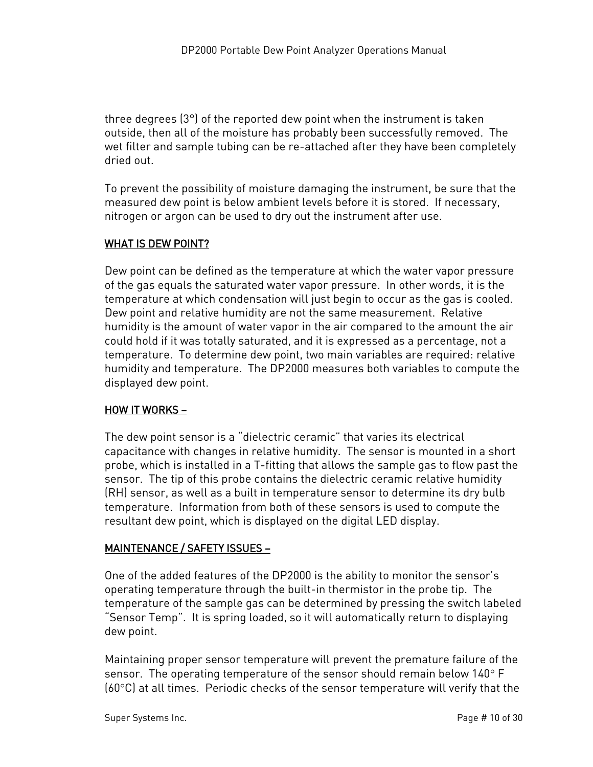three degrees (3°) of the reported dew point when the instrument is taken outside, then all of the moisture has probably been successfully removed. The wet filter and sample tubing can be re-attached after they have been completely dried out.

To prevent the possibility of moisture damaging the instrument, be sure that the measured dew point is below ambient levels before it is stored. If necessary, nitrogen or argon can be used to dry out the instrument after use.

## WHAT IS DEW POINT?

Dew point can be defined as the temperature at which the water vapor pressure of the gas equals the saturated water vapor pressure. In other words, it is the temperature at which condensation will just begin to occur as the gas is cooled. Dew point and relative humidity are not the same measurement. Relative humidity is the amount of water vapor in the air compared to the amount the air could hold if it was totally saturated, and it is expressed as a percentage, not a temperature. To determine dew point, two main variables are required: relative humidity and temperature. The DP2000 measures both variables to compute the displayed dew point.

## HOW IT WORKS –

The dew point sensor is a "dielectric ceramic" that varies its electrical capacitance with changes in relative humidity. The sensor is mounted in a short probe, which is installed in a T-fitting that allows the sample gas to flow past the sensor. The tip of this probe contains the dielectric ceramic relative humidity (RH) sensor, as well as a built in temperature sensor to determine its dry bulb temperature. Information from both of these sensors is used to compute the resultant dew point, which is displayed on the digital LED display.

## MAINTENANCE / SAFETY ISSUES –

One of the added features of the DP2000 is the ability to monitor the sensor's operating temperature through the built-in thermistor in the probe tip. The temperature of the sample gas can be determined by pressing the switch labeled "Sensor Temp". It is spring loaded, so it will automatically return to displaying dew point.

Maintaining proper sensor temperature will prevent the premature failure of the sensor. The operating temperature of the sensor should remain below 140° F (60°C) at all times. Periodic checks of the sensor temperature will verify that the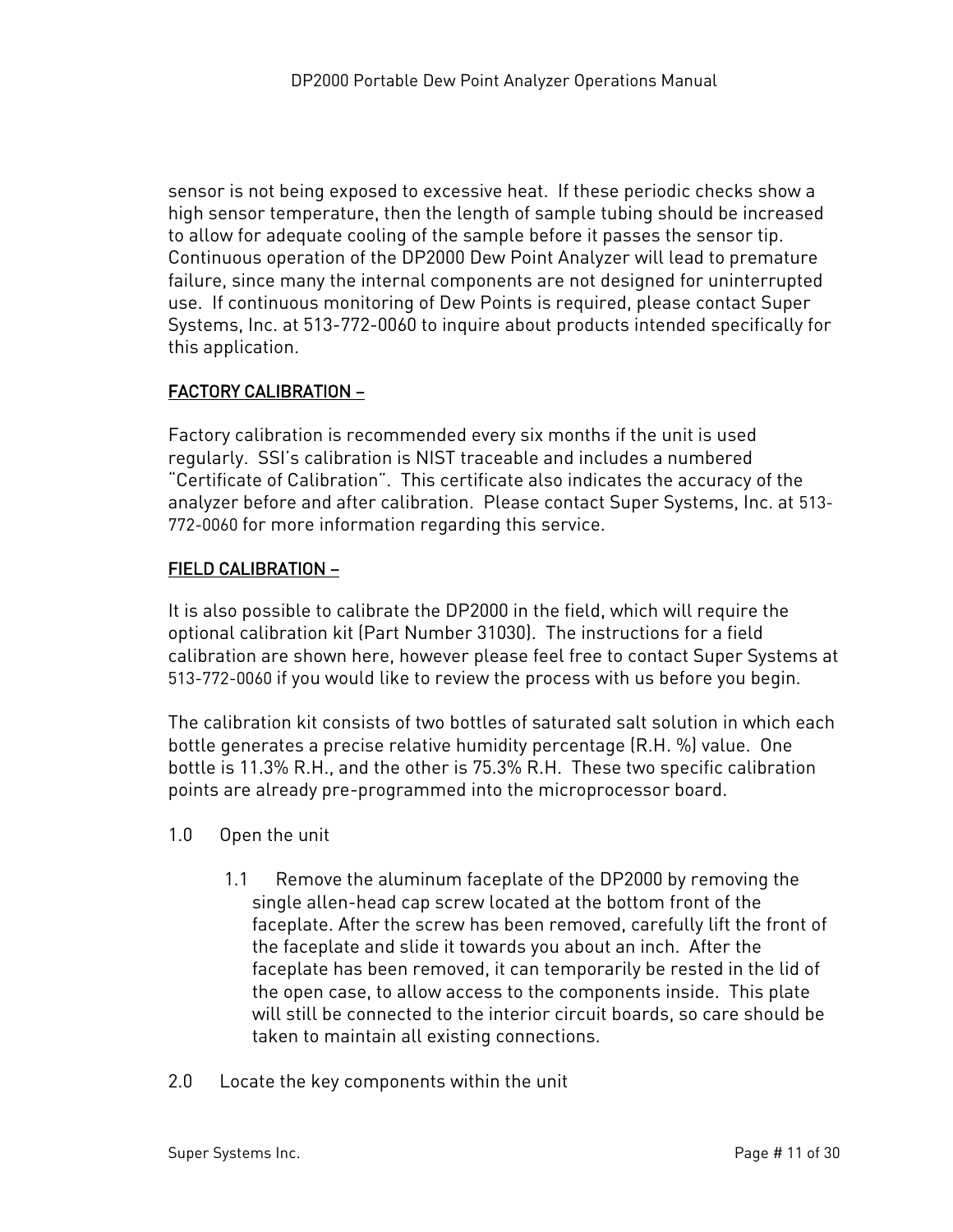sensor is not being exposed to excessive heat. If these periodic checks show a high sensor temperature, then the length of sample tubing should be increased to allow for adequate cooling of the sample before it passes the sensor tip. Continuous operation of the DP2000 Dew Point Analyzer will lead to premature failure, since many the internal components are not designed for uninterrupted use. If continuous monitoring of Dew Points is required, please contact Super Systems, Inc. at 513-772-0060 to inquire about products intended specifically for this application.

## FACTORY CALIBRATION –

Factory calibration is recommended every six months if the unit is used regularly. SSI's calibration is NIST traceable and includes a numbered "Certificate of Calibration". This certificate also indicates the accuracy of the analyzer before and after calibration. Please contact Super Systems, Inc. at 513-772-0060 for more information regarding this service.

## FIELD CALIBRATION –

It is also possible to calibrate the DP2000 in the field, which will require the optional calibration kit (Part Number 31030). The instructions for a field calibration are shown here, however please feel free to contact Super Systems at 513-772-0060 if you would like to review the process with us before you begin.

The calibration kit consists of two bottles of saturated salt solution in which each bottle generates a precise relative humidity percentage (R.H. %) value. One bottle is 11.3% R.H., and the other is 75.3% R.H. These two specific calibration points are already pre-programmed into the microprocessor board.

1.0 Open the unit

  1.1 Remove the aluminum faceplate of the DP2000 by removing the single allen-head cap screw located at the bottom front of the faceplate. After the screw has been removed, carefully lift the front of the faceplate and slide it towards you about an inch. After the faceplate has been removed, it can temporarily be rested in the lid of the open case, to allow access to the components inside. This plate will still be connected to the interior circuit boards, so care should be taken to maintain all existing connections.

2.0 Locate the key components within the unit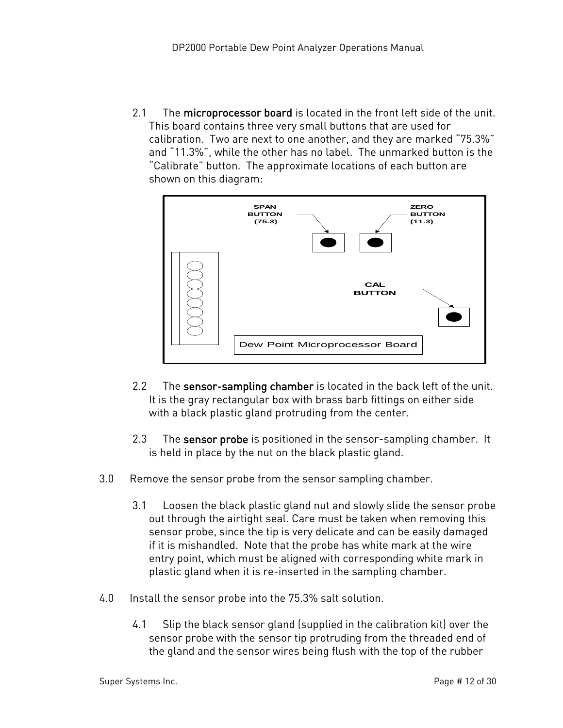2.1 The **microprocessor board** is located in the front left side of the unit. This board contains three very small buttons that are used for calibration. Two are next to one another, and they are marked "75.3%" and "11.3%", while the other has no label. The unmarked button is the "Calibrate" button. The approximate locations of each button are shown on this diagram:

SPAN BUTTON (75.3)

ZERO BUTTON (11.3)

CAL BUTTON

Dew Point Microprocessor Board

2.2 The **sensor-sampling chamber** is located in the back left of the unit. It is the gray rectangular box with brass barb fittings on either side with a black plastic gland protruding from the center.

2.3 The **sensor probe** is positioned in the sensor-sampling chamber. It is held in place by the nut on the black plastic gland.

3.0 Remove the sensor probe from the sensor sampling chamber.

3.1 Loosen the black plastic gland nut and slowly slide the sensor probe out through the airtight seal. Care must be taken when removing this sensor probe, since the tip is very delicate and can be easily damaged if it is mishandled. Note that the probe has white mark at the wire entry point, which must be aligned with corresponding white mark in plastic gland when it is re-inserted in the sampling chamber.

4.0 Install the sensor probe into the 75.3% salt solution.

4.1 Slip the black sensor gland (supplied in the calibration kit) over the sensor probe with the sensor tip protruding from the threaded end of the gland and the sensor wires being flush with the top of the rubber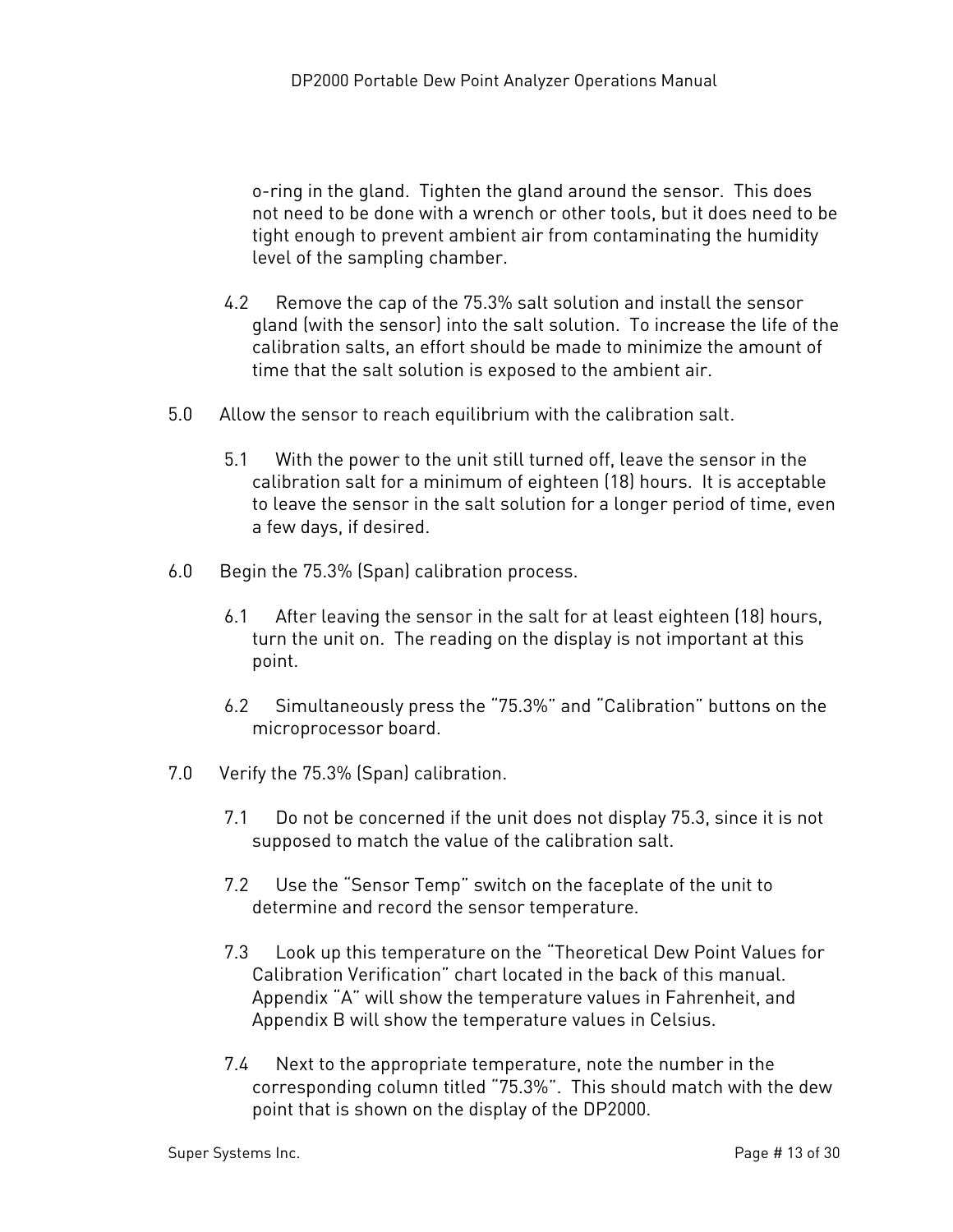o-ring in the gland. Tighten the gland around the sensor. This does not need to be done with a wrench or other tools, but it does need to be tight enough to prevent ambient air from contaminating the humidity level of the sampling chamber.

4.2 Remove the cap of the 75.3% salt solution and install the sensor gland (with the sensor) into the salt solution. To increase the life of the calibration salts, an effort should be made to minimize the amount of time that the salt solution is exposed to the ambient air.

5.0 Allow the sensor to reach equilibrium with the calibration salt.

5.1 With the power to the unit still turned off, leave the sensor in the calibration salt for a minimum of eighteen (18) hours. It is acceptable to leave the sensor in the salt solution for a longer period of time, even a few days, if desired.

6.0 Begin the 75.3% (Span) calibration process.

6.1 After leaving the sensor in the salt for at least eighteen (18) hours, turn the unit on. The reading on the display is not important at this point.

6.2 Simultaneously press the "75.3%" and "Calibration" buttons on the microprocessor board.

7.0 Verify the 75.3% (Span) calibration.

7.1 Do not be concerned if the unit does not display 75.3, since it is not supposed to match the value of the calibration salt.

7.2 Use the "Sensor Temp" switch on the faceplate of the unit to determine and record the sensor temperature.

7.3 Look up this temperature on the "Theoretical Dew Point Values for Calibration Verification" chart located in the back of this manual. Appendix "A" will show the temperature values in Fahrenheit, and Appendix B will show the temperature values in Celsius.

7.4 Next to the appropriate temperature, note the number in the corresponding column titled "75.3%". This should match with the dew point that is shown on the display of the DP2000.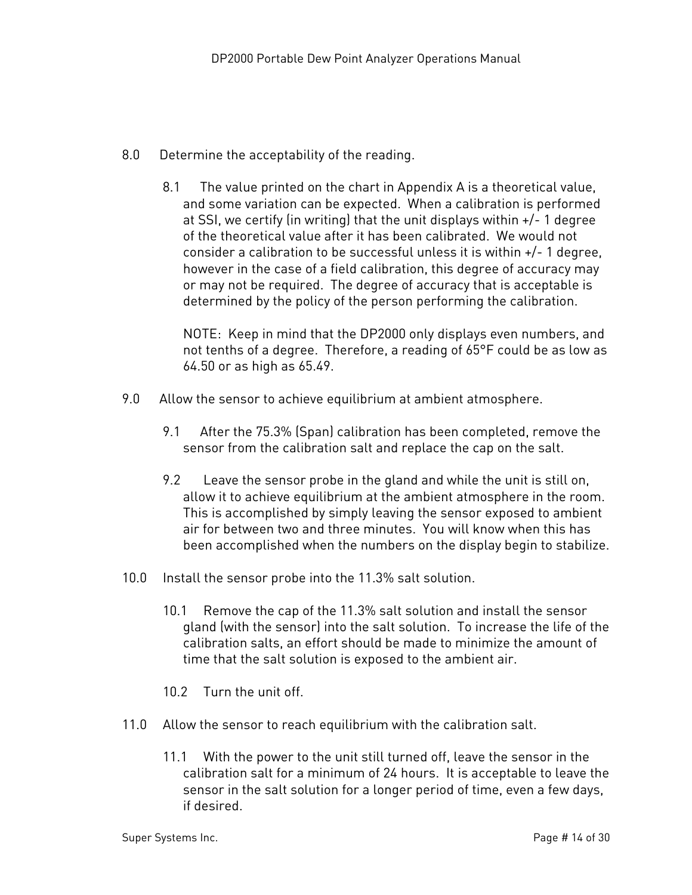8.0 Determine the acceptability of the reading.

8.1 The value printed on the chart in Appendix A is a theoretical value, and some variation can be expected. When a calibration is performed at SSI, we certify (in writing) that the unit displays within +/- 1 degree of the theoretical value after it has been calibrated. We would not consider a calibration to be successful unless it is within +/- 1 degree, however in the case of a field calibration, this degree of accuracy may or may not be required. The degree of accuracy that is acceptable is determined by the policy of the person performing the calibration.

NOTE: Keep in mind that the DP2000 only displays even numbers, and not tenths of a degree. Therefore, a reading of 65°F could be as low as 64.50 or as high as 65.49.

9.0 Allow the sensor to achieve equilibrium at ambient atmosphere.

9.1 After the 75.3% (Span) calibration has been completed, remove the sensor from the calibration salt and replace the cap on the salt.

9.2 Leave the sensor probe in the gland and while the unit is still on, allow it to achieve equilibrium at the ambient atmosphere in the room. This is accomplished by simply leaving the sensor exposed to ambient air for between two and three minutes. You will know when this has been accomplished when the numbers on the display begin to stabilize.

10.0 Install the sensor probe into the 11.3% salt solution.

10.1 Remove the cap of the 11.3% salt solution and install the sensor gland (with the sensor) into the salt solution. To increase the life of the calibration salts, an effort should be made to minimize the amount of time that the salt solution is exposed to the ambient air.

10.2 Turn the unit off.

11.0 Allow the sensor to reach equilibrium with the calibration salt.

11.1 With the power to the unit still turned off, leave the sensor in the calibration salt for a minimum of 24 hours. It is acceptable to leave the sensor in the salt solution for a longer period of time, even a few days, if desired.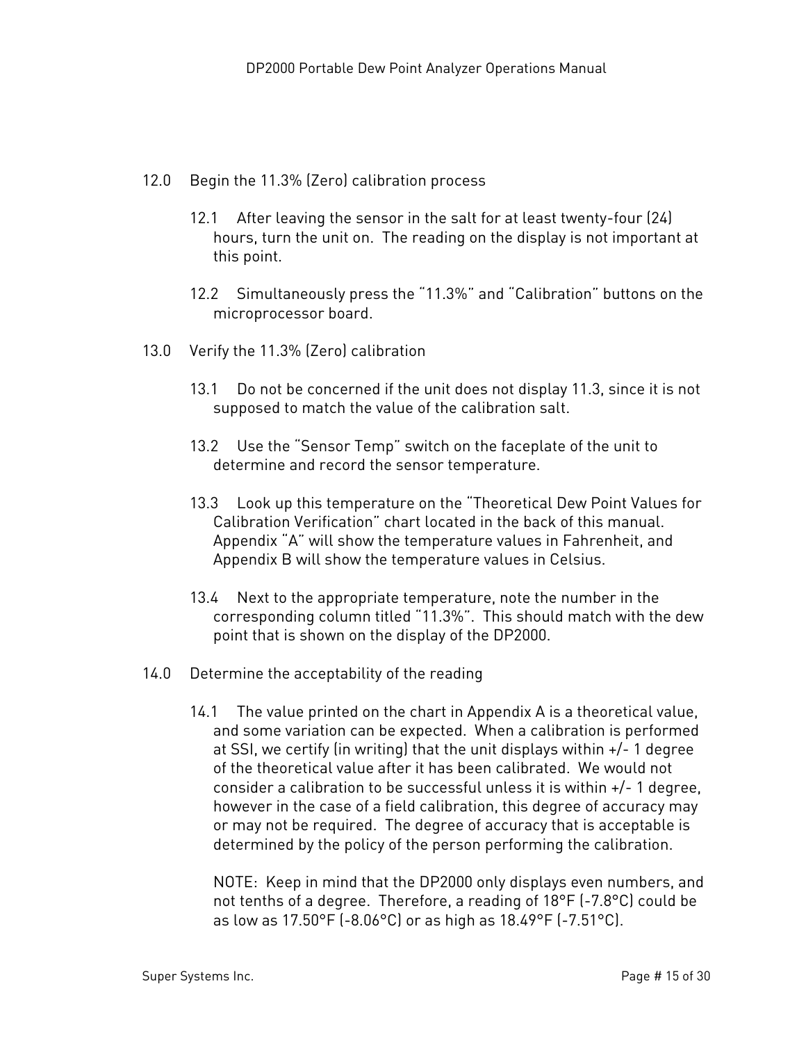12.0 Begin the 11.3% (Zero) calibration process

12.1 After leaving the sensor in the salt for at least twenty-four (24) hours, turn the unit on. The reading on the display is not important at this point.

12.2 Simultaneously press the "11.3%" and "Calibration" buttons on the microprocessor board.

13.0 Verify the 11.3% (Zero) calibration

13.1 Do not be concerned if the unit does not display 11.3, since it is not supposed to match the value of the calibration salt.

13.2 Use the "Sensor Temp" switch on the faceplate of the unit to determine and record the sensor temperature.

13.3 Look up this temperature on the "Theoretical Dew Point Values for Calibration Verification" chart located in the back of this manual. Appendix "A" will show the temperature values in Fahrenheit, and Appendix B will show the temperature values in Celsius.

13.4 Next to the appropriate temperature, note the number in the corresponding column titled "11.3%". This should match with the dew point that is shown on the display of the DP2000.

14.0 Determine the acceptability of the reading

14.1 The value printed on the chart in Appendix A is a theoretical value, and some variation can be expected. When a calibration is performed at SSI, we certify (in writing) that the unit displays within +/- 1 degree of the theoretical value after it has been calibrated. We would not consider a calibration to be successful unless it is within +/- 1 degree, however in the case of a field calibration, this degree of accuracy may or may not be required. The degree of accuracy that is acceptable is determined by the policy of the person performing the calibration.

NOTE: Keep in mind that the DP2000 only displays even numbers, and not tenths of a degree. Therefore, a reading of 18°F (-7.8°C) could be as low as 17.50°F (-8.06°C) or as high as 18.49°F (-7.51°C).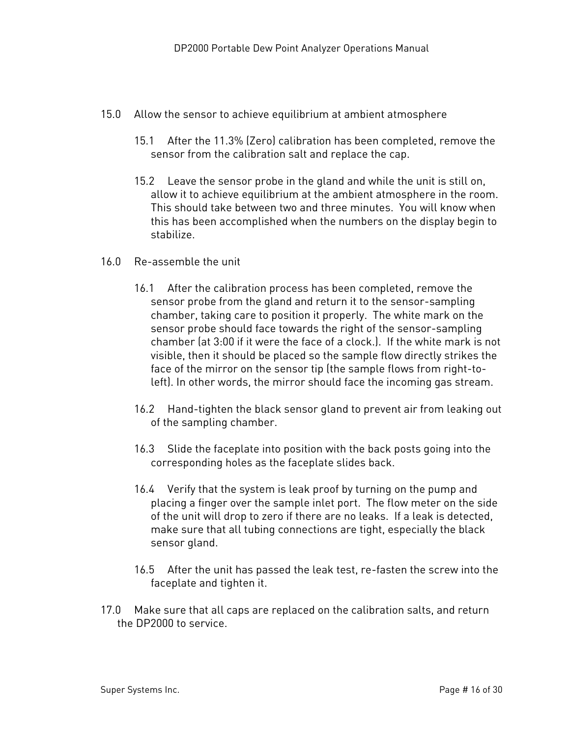15.0 Allow the sensor to achieve equilibrium at ambient atmosphere

   15.1 After the 11.3% (Zero) calibration has been completed, remove the sensor from the calibration salt and replace the cap.

   15.2 Leave the sensor probe in the gland and while the unit is still on, allow it to achieve equilibrium at the ambient atmosphere in the room. This should take between two and three minutes. You will know when this has been accomplished when the numbers on the display begin to stabilize.

16.0 Re-assemble the unit

   16.1 After the calibration process has been completed, remove the sensor probe from the gland and return it to the sensor-sampling chamber, taking care to position it properly. The white mark on the sensor probe should face towards the right of the sensor-sampling chamber (at 3:00 if it were the face of a clock.). If the white mark is not visible, then it should be placed so the sample flow directly strikes the face of the mirror on the sensor tip (the sample flows from right-to-left). In other words, the mirror should face the incoming gas stream.

   16.2 Hand-tighten the black sensor gland to prevent air from leaking out of the sampling chamber.

   16.3 Slide the faceplate into position with the back posts going into the corresponding holes as the faceplate slides back.

   16.4 Verify that the system is leak proof by turning on the pump and placing a finger over the sample inlet port. The flow meter on the side of the unit will drop to zero if there are no leaks. If a leak is detected, make sure that all tubing connections are tight, especially the black sensor gland.

   16.5 After the unit has passed the leak test, re-fasten the screw into the faceplate and tighten it.

17.0 Make sure that all caps are replaced on the calibration salts, and return the DP2000 to service.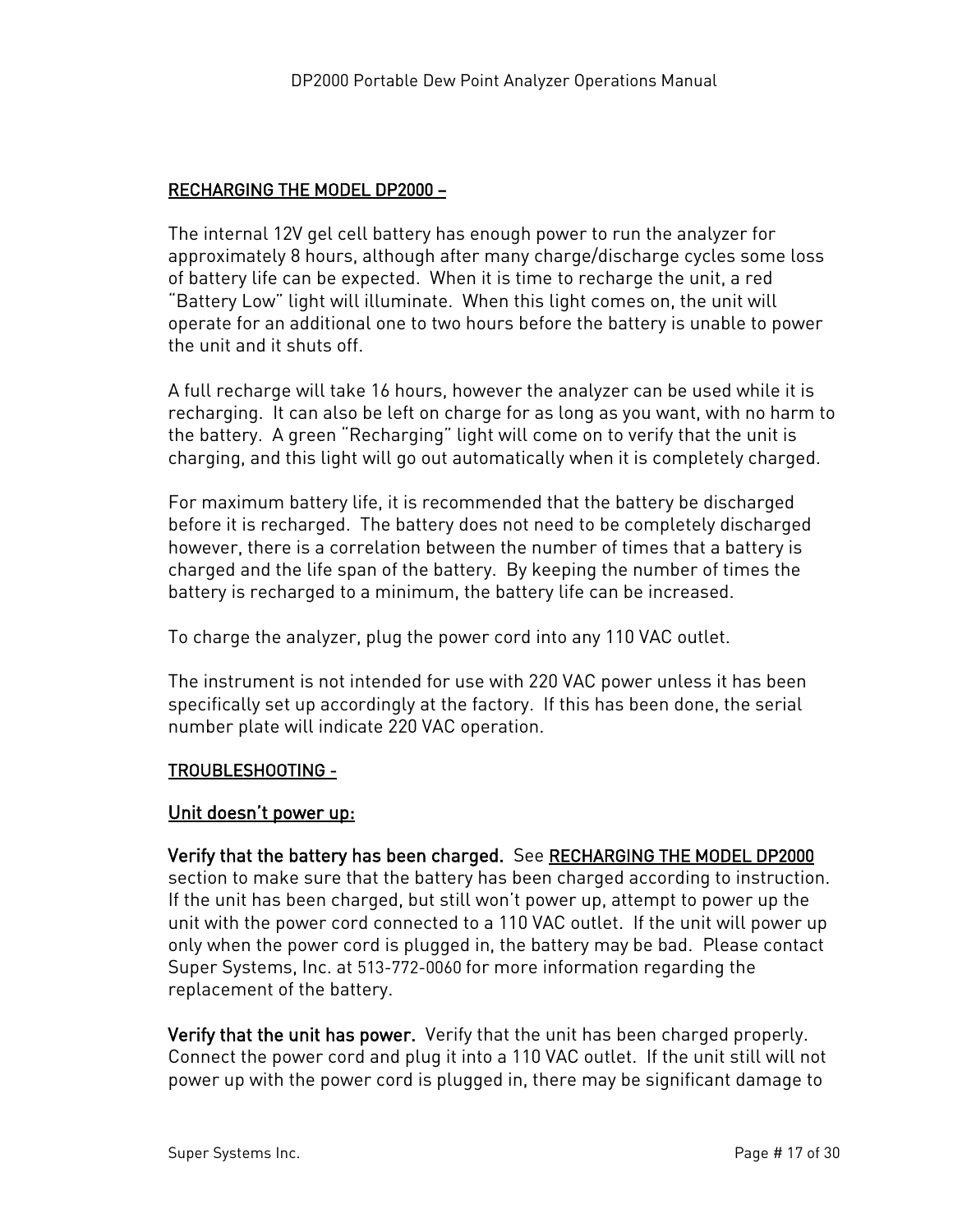## RECHARGING THE MODEL DP2000 –

The internal 12V gel cell battery has enough power to run the analyzer for approximately 8 hours, although after many charge/discharge cycles some loss of battery life can be expected. When it is time to recharge the unit, a red "Battery Low" light will illuminate. When this light comes on, the unit will operate for an additional one to two hours before the battery is unable to power the unit and it shuts off.

A full recharge will take 16 hours, however the analyzer can be used while it is recharging. It can also be left on charge for as long as you want, with no harm to the battery. A green "Recharging" light will come on to verify that the unit is charging, and this light will go out automatically when it is completely charged.

For maximum battery life, it is recommended that the battery be discharged before it is recharged. The battery does not need to be completely discharged however, there is a correlation between the number of times that a battery is charged and the life span of the battery. By keeping the number of times the battery is recharged to a minimum, the battery life can be increased.

To charge the analyzer, plug the power cord into any 110 VAC outlet.

The instrument is not intended for use with 220 VAC power unless it has been specifically set up accordingly at the factory. If this has been done, the serial number plate will indicate 220 VAC operation.

## TROUBLESHOOTING -

### Unit doesn't power up:

**Verify that the battery has been charged.** See RECHARGING THE MODEL DP2000 section to make sure that the battery has been charged according to instruction. If the unit has been charged, but still won't power up, attempt to power up the unit with the power cord connected to a 110 VAC outlet. If the unit will power up only when the power cord is plugged in, the battery may be bad. Please contact Super Systems, Inc. at 513-772-0060 for more information regarding the replacement of the battery.

**Verify that the unit has power.** Verify that the unit has been charged properly. Connect the power cord and plug it into a 110 VAC outlet. If the unit still will not power up with the power cord is plugged in, there may be significant damage to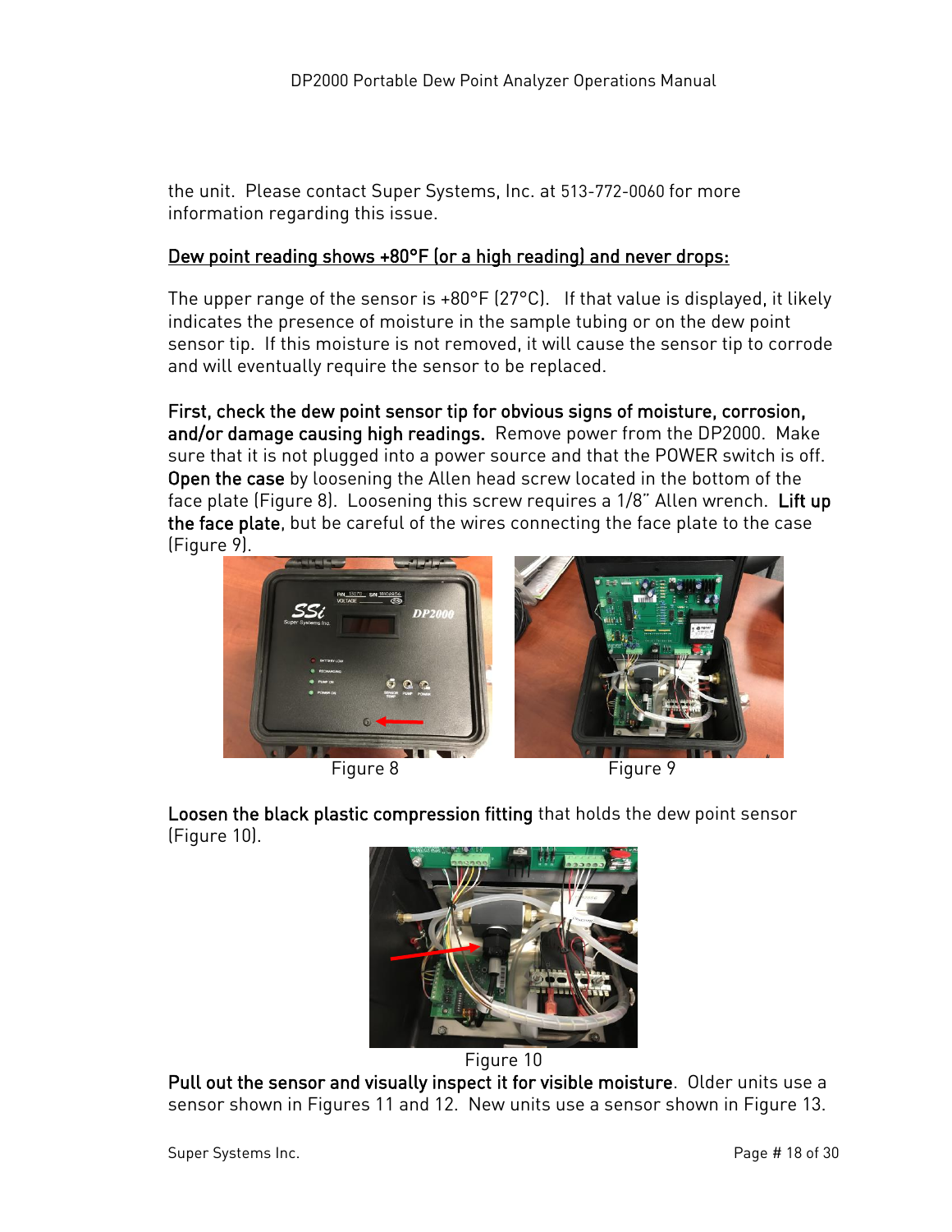the unit. Please contact Super Systems, Inc. at 513-772-0060 for more information regarding this issue.

## Dew point reading shows +80°F (or a high reading) and never drops:

The upper range of the sensor is +80°F (27°C). If that value is displayed, it likely indicates the presence of moisture in the sample tubing or on the dew point sensor tip. If this moisture is not removed, it will cause the sensor tip to corrode and will eventually require the sensor to be replaced.

**First, check the dew point sensor tip for obvious signs of moisture, corrosion, and/or damage causing high readings.** Remove power from the DP2000. Make sure that it is not plugged into a power source and that the POWER switch is off. **Open the case** by loosening the Allen head screw located in the bottom of the face plate (Figure 8). Loosening this screw requires a 1/8" Allen wrench. **Lift up the face plate**, but be careful of the wires connecting the face plate to the case (Figure 9).

Figure 8

Figure 9

**Loosen the black plastic compression fitting** that holds the dew point sensor (Figure 10).

Figure 10

**Pull out the sensor and visually inspect it for visible moisture**. Older units use a sensor shown in Figures 11 and 12. New units use a sensor shown in Figure 13.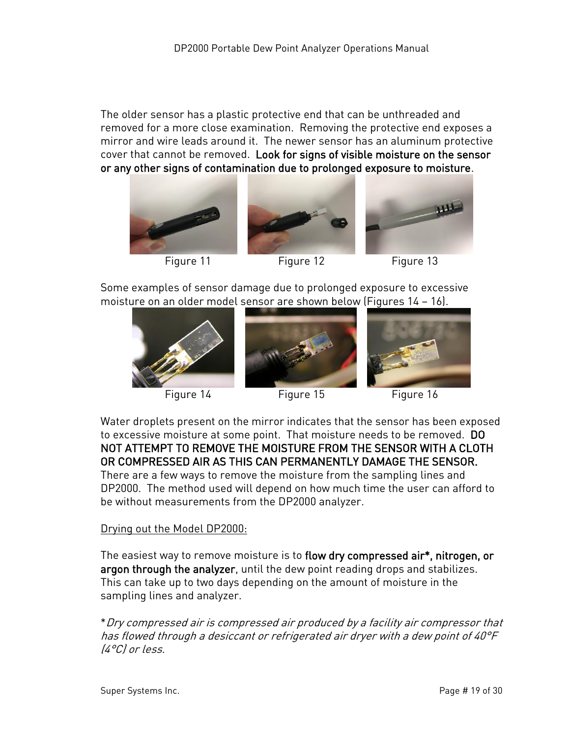The older sensor has a plastic protective end that can be unthreaded and removed for a more close examination. Removing the protective end exposes a mirror and wire leads around it. The newer sensor has an aluminum protective cover that cannot be removed. **Look for signs of visible moisture on the sensor or any other signs of contamination due to prolonged exposure to moisture**.

Figure 11 Figure 12 Figure 13

Some examples of sensor damage due to prolonged exposure to excessive moisture on an older model sensor are shown below (Figures 14 – 16).

Figure 14 Figure 15 Figure 16

Water droplets present on the mirror indicates that the sensor has been exposed to excessive moisture at some point. That moisture needs to be removed. **DO NOT ATTEMPT TO REMOVE THE MOISTURE FROM THE SENSOR WITH A CLOTH OR COMPRESSED AIR AS THIS CAN PERMANENTLY DAMAGE THE SENSOR.** There are a few ways to remove the moisture from the sampling lines and DP2000. The method used will depend on how much time the user can afford to be without measurements from the DP2000 analyzer.

Drying out the Model DP2000:

The easiest way to remove moisture is to **flow dry compressed air*, nitrogen, or argon through the analyzer**, until the dew point reading drops and stabilizes. This can take up to two days depending on the amount of moisture in the sampling lines and analyzer.

*\*Dry compressed air is compressed air produced by a facility air compressor that has flowed through a desiccant or refrigerated air dryer with a dew point of 40°F (4°C) or less.*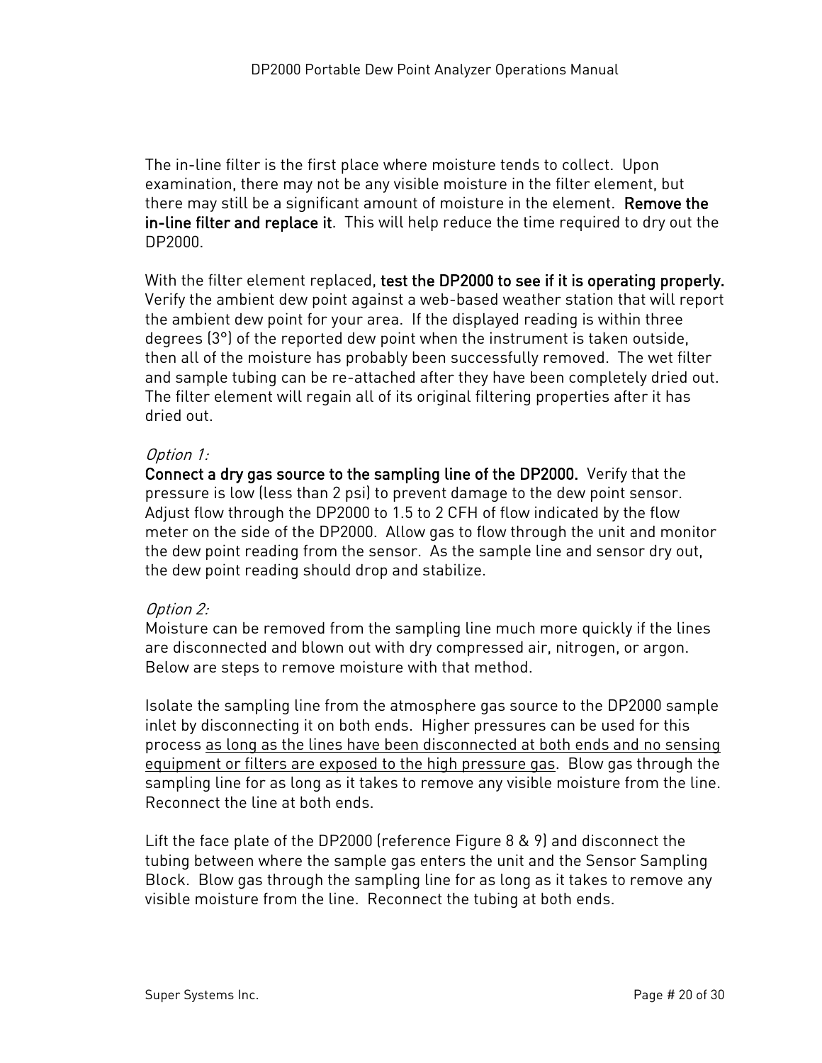The in-line filter is the first place where moisture tends to collect. Upon examination, there may not be any visible moisture in the filter element, but there may still be a significant amount of moisture in the element. **Remove the in-line filter and replace it**. This will help reduce the time required to dry out the DP2000.

With the filter element replaced, **test the DP2000 to see if it is operating properly.** Verify the ambient dew point against a web-based weather station that will report the ambient dew point for your area. If the displayed reading is within three degrees (3°) of the reported dew point when the instrument is taken outside, then all of the moisture has probably been successfully removed. The wet filter and sample tubing can be re-attached after they have been completely dried out. The filter element will regain all of its original filtering properties after it has dried out.

*Option 1:*

**Connect a dry gas source to the sampling line of the DP2000.** Verify that the pressure is low (less than 2 psi) to prevent damage to the dew point sensor. Adjust flow through the DP2000 to 1.5 to 2 CFH of flow indicated by the flow meter on the side of the DP2000. Allow gas to flow through the unit and monitor the dew point reading from the sensor. As the sample line and sensor dry out, the dew point reading should drop and stabilize.

*Option 2:*

Moisture can be removed from the sampling line much more quickly if the lines are disconnected and blown out with dry compressed air, nitrogen, or argon. Below are steps to remove moisture with that method.

Isolate the sampling line from the atmosphere gas source to the DP2000 sample inlet by disconnecting it on both ends. Higher pressures can be used for this process <u>as long as the lines have been disconnected at both ends and no sensing equipment or filters are exposed to the high pressure gas</u>. Blow gas through the sampling line for as long as it takes to remove any visible moisture from the line. Reconnect the line at both ends.

Lift the face plate of the DP2000 (reference Figure 8 & 9) and disconnect the tubing between where the sample gas enters the unit and the Sensor Sampling Block. Blow gas through the sampling line for as long as it takes to remove any visible moisture from the line. Reconnect the tubing at both ends.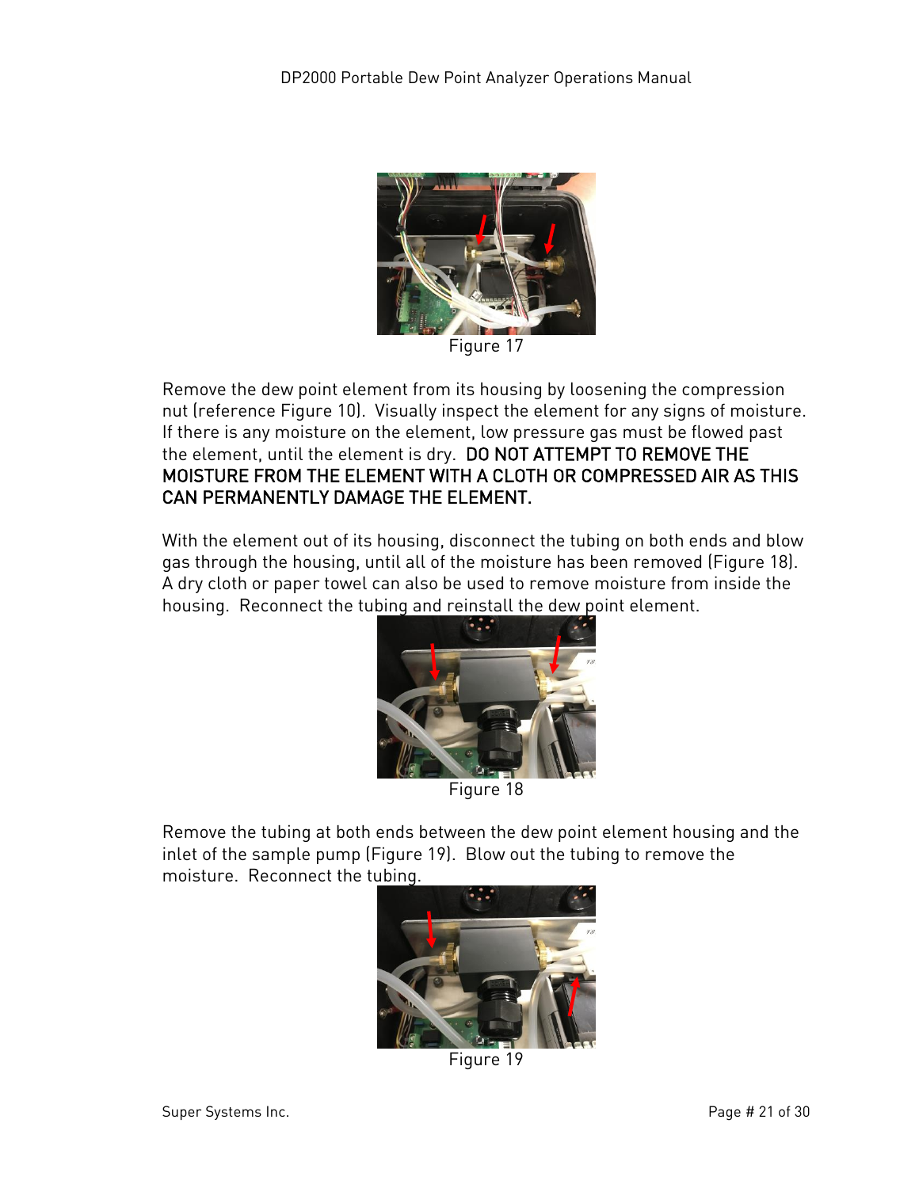Figure 17

Remove the dew point element from its housing by loosening the compression nut (reference Figure 10). Visually inspect the element for any signs of moisture. If there is any moisture on the element, low pressure gas must be flowed past the element, until the element is dry. **DO NOT ATTEMPT TO REMOVE THE MOISTURE FROM THE ELEMENT WITH A CLOTH OR COMPRESSED AIR AS THIS CAN PERMANENTLY DAMAGE THE ELEMENT.**

With the element out of its housing, disconnect the tubing on both ends and blow gas through the housing, until all of the moisture has been removed (Figure 18). A dry cloth or paper towel can also be used to remove moisture from inside the housing. Reconnect the tubing and reinstall the dew point element.

Figure 18

Remove the tubing at both ends between the dew point element housing and the inlet of the sample pump (Figure 19). Blow out the tubing to remove the moisture. Reconnect the tubing.

Figure 19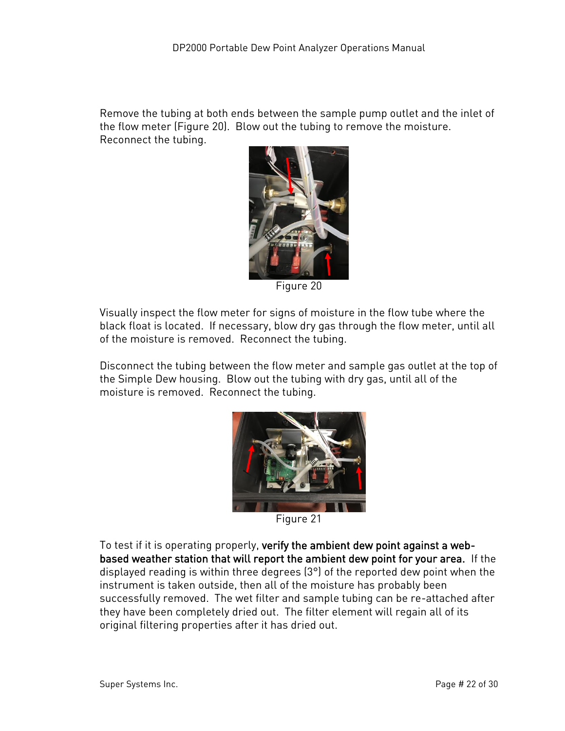Remove the tubing at both ends between the sample pump outlet and the inlet of the flow meter (Figure 20). Blow out the tubing to remove the moisture. Reconnect the tubing.

Figure 20

Visually inspect the flow meter for signs of moisture in the flow tube where the black float is located. If necessary, blow dry gas through the flow meter, until all of the moisture is removed. Reconnect the tubing.

Disconnect the tubing between the flow meter and sample gas outlet at the top of the Simple Dew housing. Blow out the tubing with dry gas, until all of the moisture is removed. Reconnect the tubing.

Figure 21

To test if it is operating properly, **verify the ambient dew point against a web-based weather station that will report the ambient dew point for your area.** If the displayed reading is within three degrees (3°) of the reported dew point when the instrument is taken outside, then all of the moisture has probably been successfully removed. The wet filter and sample tubing can be re-attached after they have been completely dried out. The filter element will regain all of its original filtering properties after it has dried out.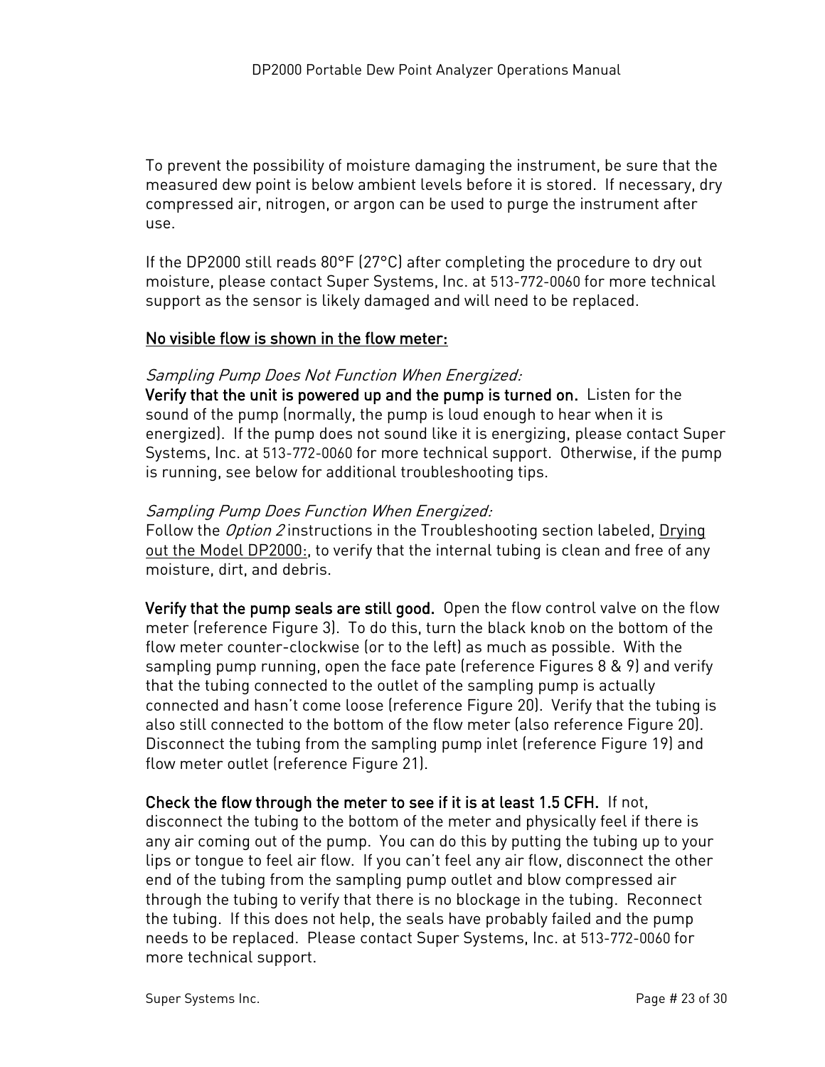To prevent the possibility of moisture damaging the instrument, be sure that the measured dew point is below ambient levels before it is stored. If necessary, dry compressed air, nitrogen, or argon can be used to purge the instrument after use.

If the DP2000 still reads 80°F (27°C) after completing the procedure to dry out moisture, please contact Super Systems, Inc. at 513-772-0060 for more technical support as the sensor is likely damaged and will need to be replaced.

### No visible flow is shown in the flow meter:

*Sampling Pump Does Not Function When Energized:*

**Verify that the unit is powered up and the pump is turned on.** Listen for the sound of the pump (normally, the pump is loud enough to hear when it is energized). If the pump does not sound like it is energizing, please contact Super Systems, Inc. at 513-772-0060 for more technical support. Otherwise, if the pump is running, see below for additional troubleshooting tips.

*Sampling Pump Does Function When Energized:*

Follow the *Option 2* instructions in the Troubleshooting section labeled, Drying out the Model DP2000:, to verify that the internal tubing is clean and free of any moisture, dirt, and debris.

**Verify that the pump seals are still good.** Open the flow control valve on the flow meter (reference Figure 3). To do this, turn the black knob on the bottom of the flow meter counter-clockwise (or to the left) as much as possible. With the sampling pump running, open the face pate (reference Figures 8 & 9) and verify that the tubing connected to the outlet of the sampling pump is actually connected and hasn't come loose (reference Figure 20). Verify that the tubing is also still connected to the bottom of the flow meter (also reference Figure 20). Disconnect the tubing from the sampling pump inlet (reference Figure 19) and flow meter outlet (reference Figure 21).

**Check the flow through the meter to see if it is at least 1.5 CFH.** If not, disconnect the tubing to the bottom of the meter and physically feel if there is any air coming out of the pump. You can do this by putting the tubing up to your lips or tongue to feel air flow. If you can't feel any air flow, disconnect the other end of the tubing from the sampling pump outlet and blow compressed air through the tubing to verify that there is no blockage in the tubing. Reconnect the tubing. If this does not help, the seals have probably failed and the pump needs to be replaced. Please contact Super Systems, Inc. at 513-772-0060 for more technical support.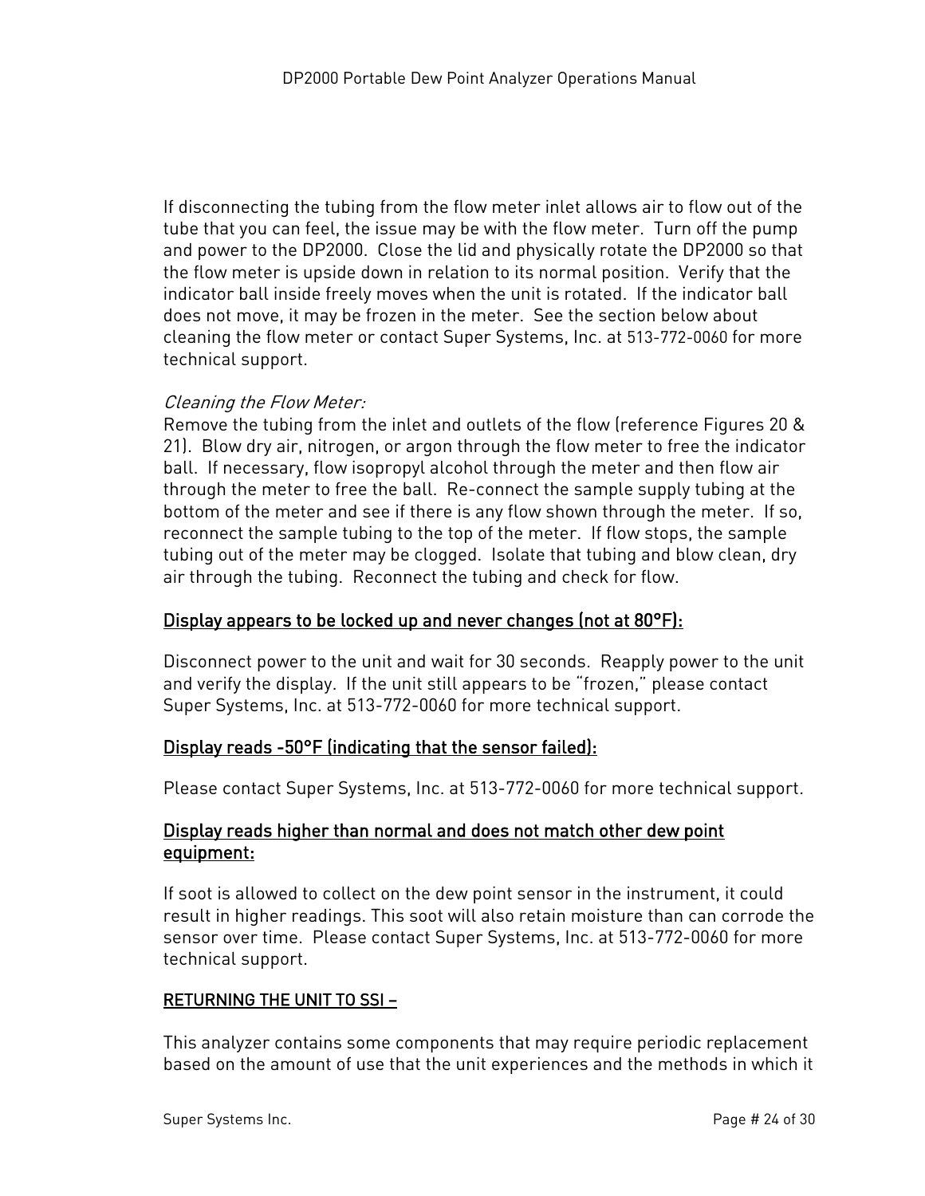If disconnecting the tubing from the flow meter inlet allows air to flow out of the tube that you can feel, the issue may be with the flow meter. Turn off the pump and power to the DP2000. Close the lid and physically rotate the DP2000 so that the flow meter is upside down in relation to its normal position. Verify that the indicator ball inside freely moves when the unit is rotated. If the indicator ball does not move, it may be frozen in the meter. See the section below about cleaning the flow meter or contact Super Systems, Inc. at 513-772-0060 for more technical support.

*Cleaning the Flow Meter:*

Remove the tubing from the inlet and outlets of the flow (reference Figures 20 & 21). Blow dry air, nitrogen, or argon through the flow meter to free the indicator ball. If necessary, flow isopropyl alcohol through the meter and then flow air through the meter to free the ball. Re-connect the sample supply tubing at the bottom of the meter and see if there is any flow shown through the meter. If so, reconnect the sample tubing to the top of the meter. If flow stops, the sample tubing out of the meter may be clogged. Isolate that tubing and blow clean, dry air through the tubing. Reconnect the tubing and check for flow.

**Display appears to be locked up and never changes (not at 80°F):**

Disconnect power to the unit and wait for 30 seconds. Reapply power to the unit and verify the display. If the unit still appears to be "frozen," please contact Super Systems, Inc. at 513-772-0060 for more technical support.

**Display reads -50°F (indicating that the sensor failed):**

Please contact Super Systems, Inc. at 513-772-0060 for more technical support.

**Display reads higher than normal and does not match other dew point equipment:**

If soot is allowed to collect on the dew point sensor in the instrument, it could result in higher readings. This soot will also retain moisture than can corrode the sensor over time. Please contact Super Systems, Inc. at 513-772-0060 for more technical support.

**RETURNING THE UNIT TO SSI –**

This analyzer contains some components that may require periodic replacement based on the amount of use that the unit experiences and the methods in which it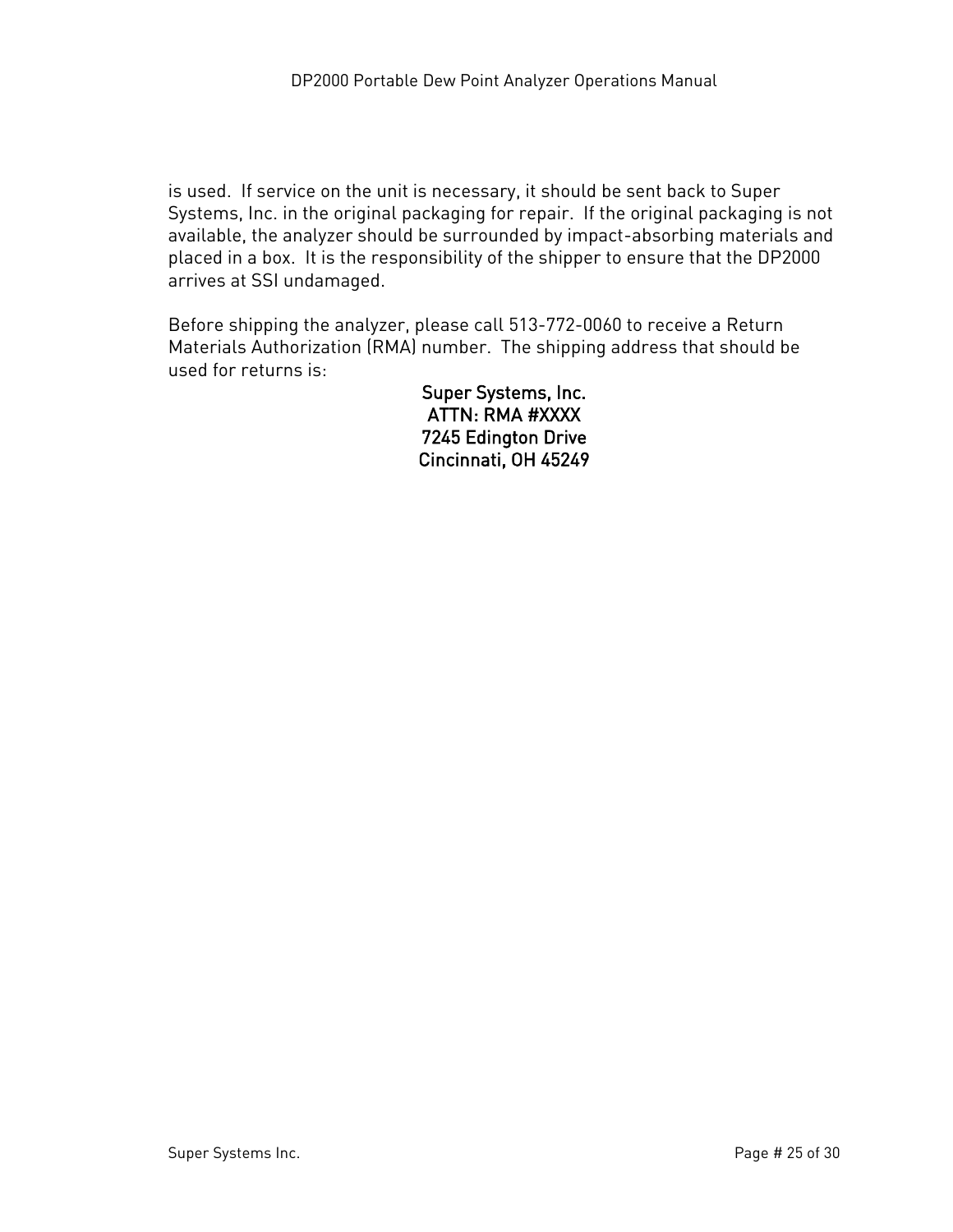is used. If service on the unit is necessary, it should be sent back to Super Systems, Inc. in the original packaging for repair. If the original packaging is not available, the analyzer should be surrounded by impact-absorbing materials and placed in a box. It is the responsibility of the shipper to ensure that the DP2000 arrives at SSI undamaged.

Before shipping the analyzer, please call 513-772-0060 to receive a Return Materials Authorization (RMA) number. The shipping address that should be used for returns is:

**Super Systems, Inc.**
**ATTN: RMA #XXXX**
**7245 Edington Drive**
**Cincinnati, OH 45249**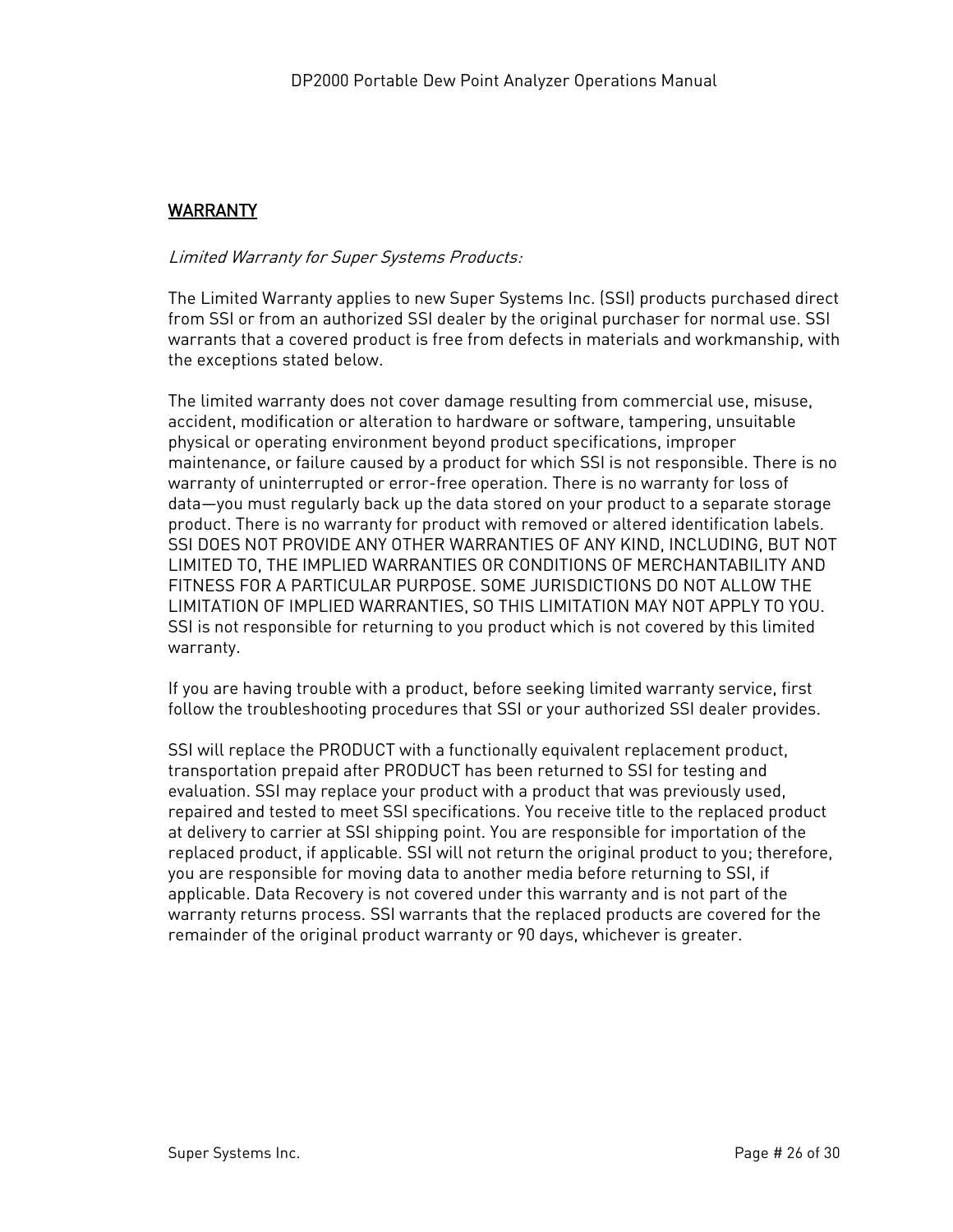## WARRANTY

*Limited Warranty for Super Systems Products:*

The Limited Warranty applies to new Super Systems Inc. (SSI) products purchased direct from SSI or from an authorized SSI dealer by the original purchaser for normal use. SSI warrants that a covered product is free from defects in materials and workmanship, with the exceptions stated below.

The limited warranty does not cover damage resulting from commercial use, misuse, accident, modification or alteration to hardware or software, tampering, unsuitable physical or operating environment beyond product specifications, improper maintenance, or failure caused by a product for which SSI is not responsible. There is no warranty of uninterrupted or error-free operation. There is no warranty for loss of data—you must regularly back up the data stored on your product to a separate storage product. There is no warranty for product with removed or altered identification labels. SSI DOES NOT PROVIDE ANY OTHER WARRANTIES OF ANY KIND, INCLUDING, BUT NOT LIMITED TO, THE IMPLIED WARRANTIES OR CONDITIONS OF MERCHANTABILITY AND FITNESS FOR A PARTICULAR PURPOSE. SOME JURISDICTIONS DO NOT ALLOW THE LIMITATION OF IMPLIED WARRANTIES, SO THIS LIMITATION MAY NOT APPLY TO YOU. SSI is not responsible for returning to you product which is not covered by this limited warranty.

If you are having trouble with a product, before seeking limited warranty service, first follow the troubleshooting procedures that SSI or your authorized SSI dealer provides.

SSI will replace the PRODUCT with a functionally equivalent replacement product, transportation prepaid after PRODUCT has been returned to SSI for testing and evaluation. SSI may replace your product with a product that was previously used, repaired and tested to meet SSI specifications. You receive title to the replaced product at delivery to carrier at SSI shipping point. You are responsible for importation of the replaced product, if applicable. SSI will not return the original product to you; therefore, you are responsible for moving data to another media before returning to SSI, if applicable. Data Recovery is not covered under this warranty and is not part of the warranty returns process. SSI warrants that the replaced products are covered for the remainder of the original product warranty or 90 days, whichever is greater.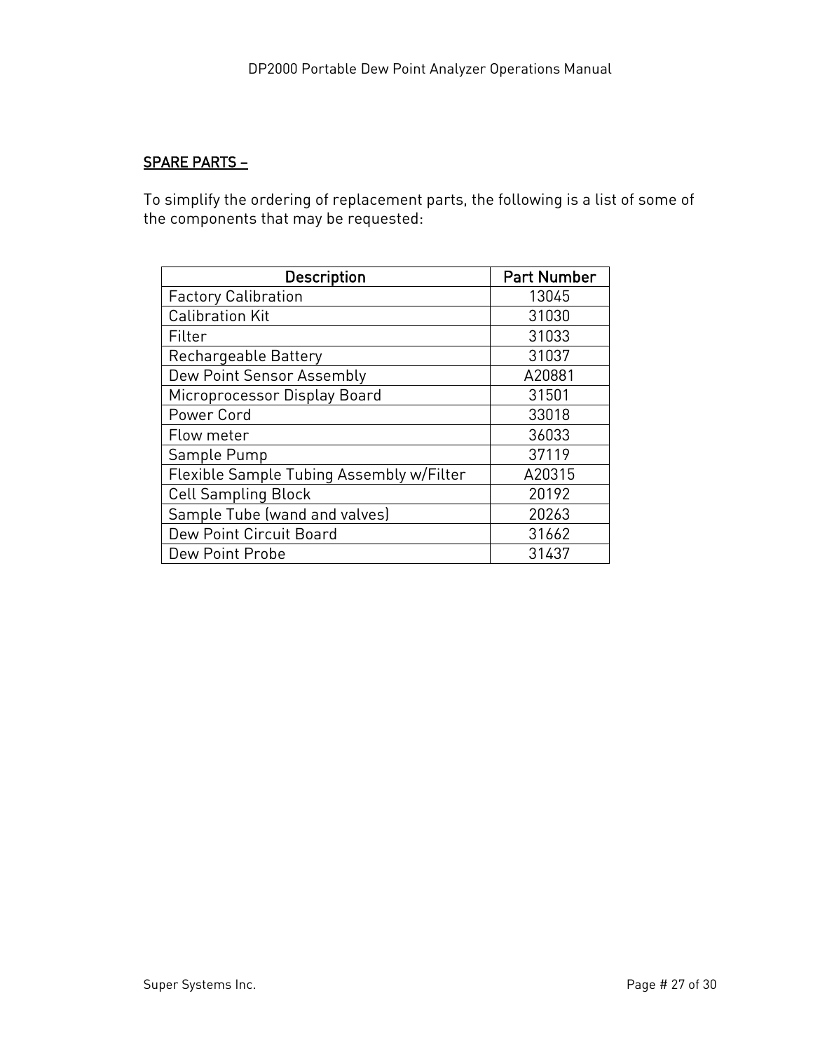## SPARE PARTS –

To simplify the ordering of replacement parts, the following is a list of some of the components that may be requested:

| Description | Part Number |
|---|---|
| Factory Calibration | 13045 |
| Calibration Kit | 31030 |
| Filter | 31033 |
| Rechargeable Battery | 31037 |
| Dew Point Sensor Assembly | A20881 |
| Microprocessor Display Board | 31501 |
| Power Cord | 33018 |
| Flow meter | 36033 |
| Sample Pump | 37119 |
| Flexible Sample Tubing Assembly w/Filter | A20315 |
| Cell Sampling Block | 20192 |
| Sample Tube (wand and valves) | 20263 |
| Dew Point Circuit Board | 31662 |
| Dew Point Probe | 31437 |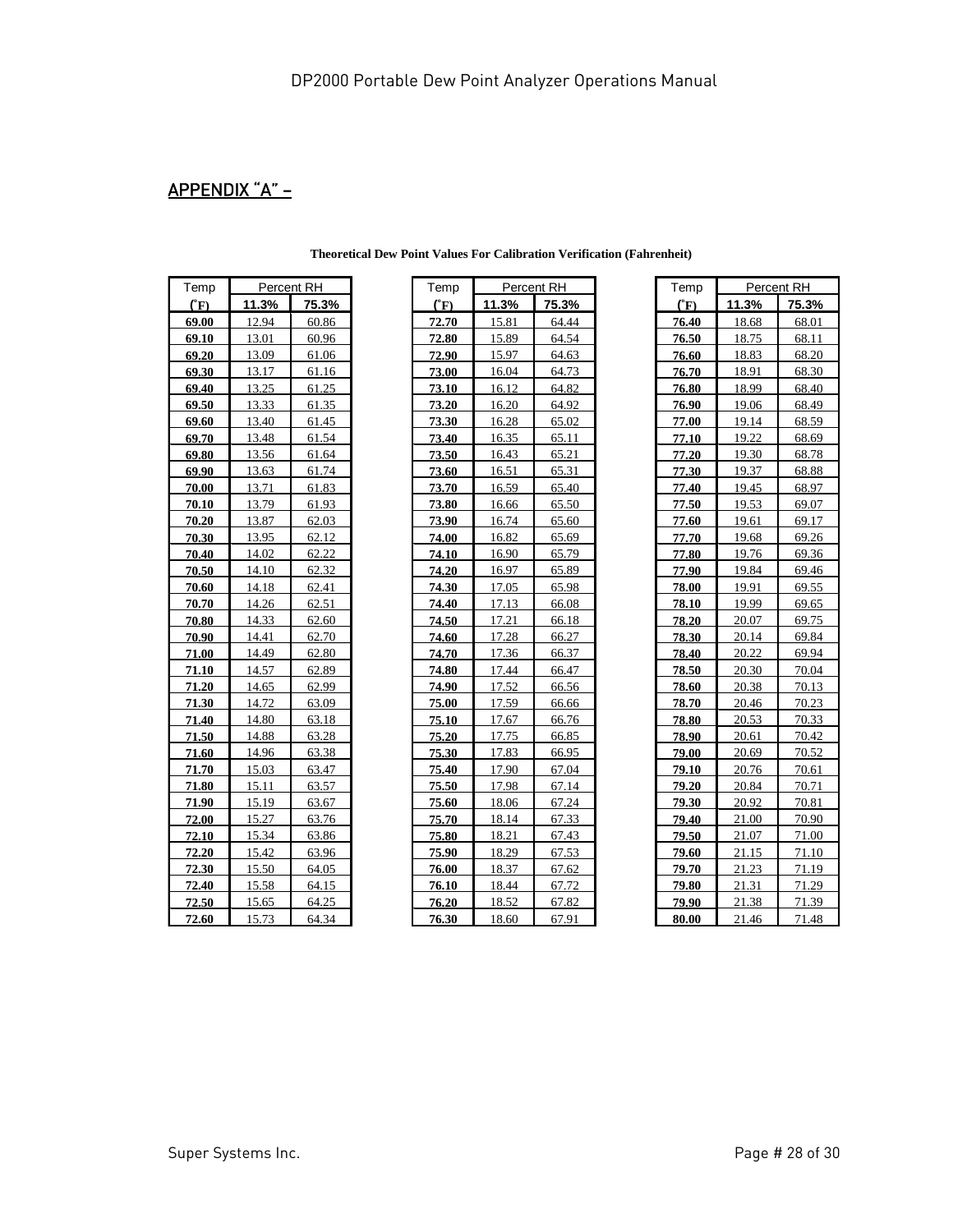## APPENDIX "A" –

**Theoretical Dew Point Values For Calibration Verification (Fahrenheit)**

| Temp | Percent RH | |
|---|---|---|
| (˚F) | 11.3% | 75.3% |
| 69.00 | 12.94 | 60.86 |
| 69.10 | 13.01 | 60.96 |
| 69.20 | 13.09 | 61.06 |
| 69.30 | 13.17 | 61.16 |
| 69.40 | 13.25 | 61.25 |
| 69.50 | 13.33 | 61.35 |
| 69.60 | 13.40 | 61.45 |
| 69.70 | 13.48 | 61.54 |
| 69.80 | 13.56 | 61.64 |
| 69.90 | 13.63 | 61.74 |
| 70.00 | 13.71 | 61.83 |
| 70.10 | 13.79 | 61.93 |
| 70.20 | 13.87 | 62.03 |
| 70.30 | 13.95 | 62.12 |
| 70.40 | 14.02 | 62.22 |
| 70.50 | 14.10 | 62.32 |
| 70.60 | 14.18 | 62.41 |
| 70.70 | 14.26 | 62.51 |
| 70.80 | 14.33 | 62.60 |
| 70.90 | 14.41 | 62.70 |
| 71.00 | 14.49 | 62.80 |
| 71.10 | 14.57 | 62.89 |
| 71.20 | 14.65 | 62.99 |
| 71.30 | 14.72 | 63.09 |
| 71.40 | 14.80 | 63.18 |
| 71.50 | 14.88 | 63.28 |
| 71.60 | 14.96 | 63.38 |
| 71.70 | 15.03 | 63.47 |
| 71.80 | 15.11 | 63.57 |
| 71.90 | 15.19 | 63.67 |
| 72.00 | 15.27 | 63.76 |
| 72.10 | 15.34 | 63.86 |
| 72.20 | 15.42 | 63.96 |
| 72.30 | 15.50 | 64.05 |
| 72.40 | 15.58 | 64.15 |
| 72.50 | 15.65 | 64.25 |
| 72.60 | 15.73 | 64.34 |

| Temp | Percent RH | |
|---|---|---|
| (˚F) | 11.3% | 75.3% |
| 72.70 | 15.81 | 64.44 |
| 72.80 | 15.89 | 64.54 |
| 72.90 | 15.97 | 64.63 |
| 73.00 | 16.04 | 64.73 |
| 73.10 | 16.12 | 64.82 |
| 73.20 | 16.20 | 64.92 |
| 73.30 | 16.28 | 65.02 |
| 73.40 | 16.35 | 65.11 |
| 73.50 | 16.43 | 65.21 |
| 73.60 | 16.51 | 65.31 |
| 73.70 | 16.59 | 65.40 |
| 73.80 | 16.66 | 65.50 |
| 73.90 | 16.74 | 65.60 |
| 74.00 | 16.82 | 65.69 |
| 74.10 | 16.90 | 65.79 |
| 74.20 | 16.97 | 65.89 |
| 74.30 | 17.05 | 65.98 |
| 74.40 | 17.13 | 66.08 |
| 74.50 | 17.21 | 66.18 |
| 74.60 | 17.28 | 66.27 |
| 74.70 | 17.36 | 66.37 |
| 74.80 | 17.44 | 66.47 |
| 74.90 | 17.52 | 66.56 |
| 75.00 | 17.59 | 66.66 |
| 75.10 | 17.67 | 66.76 |
| 75.20 | 17.75 | 66.85 |
| 75.30 | 17.83 | 66.95 |
| 75.40 | 17.90 | 67.04 |
| 75.50 | 17.98 | 67.14 |
| 75.60 | 18.06 | 67.24 |
| 75.70 | 18.14 | 67.33 |
| 75.80 | 18.21 | 67.43 |
| 75.90 | 18.29 | 67.53 |
| 76.00 | 18.37 | 67.62 |
| 76.10 | 18.44 | 67.72 |
| 76.20 | 18.52 | 67.82 |
| 76.30 | 18.60 | 67.91 |

| Temp | Percent RH | |
|---|---|---|
| (˚F) | 11.3% | 75.3% |
| 76.40 | 18.68 | 68.01 |
| 76.50 | 18.75 | 68.11 |
| 76.60 | 18.83 | 68.20 |
| 76.70 | 18.91 | 68.30 |
| 76.80 | 18.99 | 68.40 |
| 76.90 | 19.06 | 68.49 |
| 77.00 | 19.14 | 68.59 |
| 77.10 | 19.22 | 68.69 |
| 77.20 | 19.30 | 68.78 |
| 77.30 | 19.37 | 68.88 |
| 77.40 | 19.45 | 68.97 |
| 77.50 | 19.53 | 69.07 |
| 77.60 | 19.61 | 69.17 |
| 77.70 | 19.68 | 69.26 |
| 77.80 | 19.76 | 69.36 |
| 77.90 | 19.84 | 69.46 |
| 78.00 | 19.91 | 69.55 |
| 78.10 | 19.99 | 69.65 |
| 78.20 | 20.07 | 69.75 |
| 78.30 | 20.14 | 69.84 |
| 78.40 | 20.22 | 69.94 |
| 78.50 | 20.30 | 70.04 |
| 78.60 | 20.38 | 70.13 |
| 78.70 | 20.46 | 70.23 |
| 78.80 | 20.53 | 70.33 |
| 78.90 | 20.61 | 70.42 |
| 79.00 | 20.69 | 70.52 |
| 79.10 | 20.76 | 70.61 |
| 79.20 | 20.84 | 70.71 |
| 79.30 | 20.92 | 70.81 |
| 79.40 | 21.00 | 70.90 |
| 79.50 | 21.07 | 71.00 |
| 79.60 | 21.15 | 71.10 |
| 79.70 | 21.23 | 71.19 |
| 79.80 | 21.31 | 71.29 |
| 79.90 | 21.38 | 71.39 |
| 80.00 | 21.46 | 71.48 |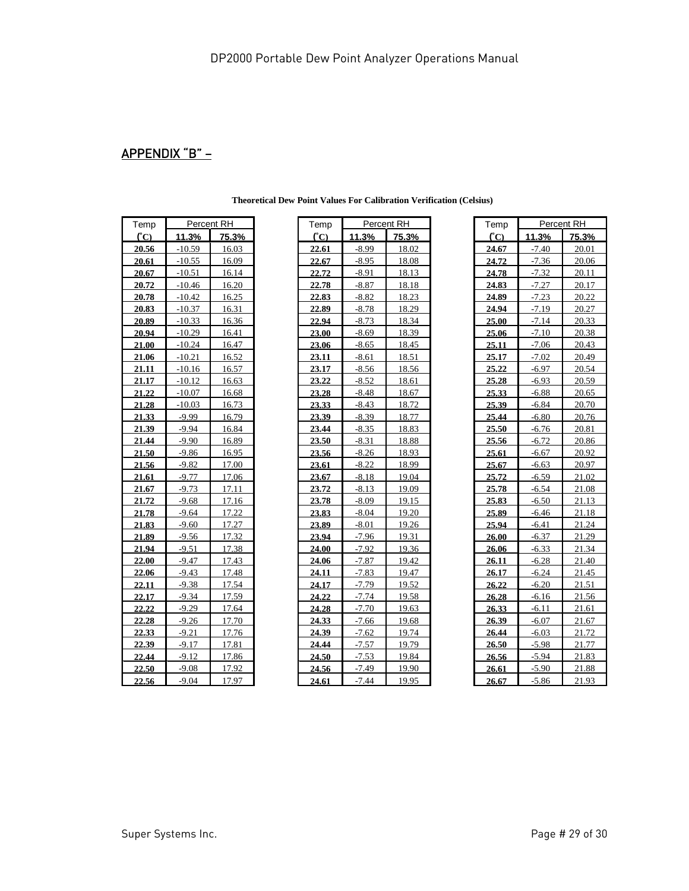## APPENDIX "B" –

**Theoretical Dew Point Values For Calibration Verification (Celsius)**

| Temp | Percent RH | |
|---|---|---|
| (˚C) | 11.3% | 75.3% |
| 20.56 | -10.59 | 16.03 |
| 20.61 | -10.55 | 16.09 |
| 20.67 | -10.51 | 16.14 |
| 20.72 | -10.46 | 16.20 |
| 20.78 | -10.42 | 16.25 |
| 20.83 | -10.37 | 16.31 |
| 20.89 | -10.33 | 16.36 |
| 20.94 | -10.29 | 16.41 |
| 21.00 | -10.24 | 16.47 |
| 21.06 | -10.21 | 16.52 |
| 21.11 | -10.16 | 16.57 |
| 21.17 | -10.12 | 16.63 |
| 21.22 | -10.07 | 16.68 |
| 21.28 | -10.03 | 16.73 |
| 21.33 | -9.99 | 16.79 |
| 21.39 | -9.94 | 16.84 |
| 21.44 | -9.90 | 16.89 |
| 21.50 | -9.86 | 16.95 |
| 21.56 | -9.82 | 17.00 |
| 21.61 | -9.77 | 17.06 |
| 21.67 | -9.73 | 17.11 |
| 21.72 | -9.68 | 17.16 |
| 21.78 | -9.64 | 17.22 |
| 21.83 | -9.60 | 17.27 |
| 21.89 | -9.56 | 17.32 |
| 21.94 | -9.51 | 17.38 |
| 22.00 | -9.47 | 17.43 |
| 22.06 | -9.43 | 17.48 |
| 22.11 | -9.38 | 17.54 |
| 22.17 | -9.34 | 17.59 |
| 22.22 | -9.29 | 17.64 |
| 22.28 | -9.26 | 17.70 |
| 22.33 | -9.21 | 17.76 |
| 22.39 | -9.17 | 17.81 |
| 22.44 | -9.12 | 17.86 |
| 22.50 | -9.08 | 17.92 |
| 22.56 | -9.04 | 17.97 |

| Temp | Percent RH | |
|---|---|---|
| (˚C) | 11.3% | 75.3% |
| 22.61 | -8.99 | 18.02 |
| 22.67 | -8.95 | 18.08 |
| 22.72 | -8.91 | 18.13 |
| 22.78 | -8.87 | 18.18 |
| 22.83 | -8.82 | 18.23 |
| 22.89 | -8.78 | 18.29 |
| 22.94 | -8.73 | 18.34 |
| 23.00 | -8.69 | 18.39 |
| 23.06 | -8.65 | 18.45 |
| 23.11 | -8.61 | 18.51 |
| 23.17 | -8.56 | 18.56 |
| 23.22 | -8.52 | 18.61 |
| 23.28 | -8.48 | 18.67 |
| 23.33 | -8.43 | 18.72 |
| 23.39 | -8.39 | 18.77 |
| 23.44 | -8.35 | 18.83 |
| 23.50 | -8.31 | 18.88 |
| 23.56 | -8.26 | 18.93 |
| 23.61 | -8.22 | 18.99 |
| 23.67 | -8.18 | 19.04 |
| 23.72 | -8.13 | 19.09 |
| 23.78 | -8.09 | 19.15 |
| 23.83 | -8.04 | 19.20 |
| 23.89 | -8.01 | 19.26 |
| 23.94 | -7.96 | 19.31 |
| 24.00 | -7.92 | 19.36 |
| 24.06 | -7.87 | 19.42 |
| 24.11 | -7.83 | 19.47 |
| 24.17 | -7.79 | 19.52 |
| 24.22 | -7.74 | 19.58 |
| 24.28 | -7.70 | 19.63 |
| 24.33 | -7.66 | 19.68 |
| 24.39 | -7.62 | 19.74 |
| 24.44 | -7.57 | 19.79 |
| 24.50 | -7.53 | 19.84 |
| 24.56 | -7.49 | 19.90 |
| 24.61 | -7.44 | 19.95 |

| Temp | Percent RH | |
|---|---|---|
| (˚C) | 11.3% | 75.3% |
| 24.67 | -7.40 | 20.01 |
| 24.72 | -7.36 | 20.06 |
| 24.78 | -7.32 | 20.11 |
| 24.83 | -7.27 | 20.17 |
| 24.89 | -7.23 | 20.22 |
| 24.94 | -7.19 | 20.27 |
| 25.00 | -7.14 | 20.33 |
| 25.06 | -7.10 | 20.38 |
| 25.11 | -7.06 | 20.43 |
| 25.17 | -7.02 | 20.49 |
| 25.22 | -6.97 | 20.54 |
| 25.28 | -6.93 | 20.59 |
| 25.33 | -6.88 | 20.65 |
| 25.39 | -6.84 | 20.70 |
| 25.44 | -6.80 | 20.76 |
| 25.50 | -6.76 | 20.81 |
| 25.56 | -6.72 | 20.86 |
| 25.61 | -6.67 | 20.92 |
| 25.67 | -6.63 | 20.97 |
| 25.72 | -6.59 | 21.02 |
| 25.78 | -6.54 | 21.08 |
| 25.83 | -6.50 | 21.13 |
| 25.89 | -6.46 | 21.18 |
| 25.94 | -6.41 | 21.24 |
| 26.00 | -6.37 | 21.29 |
| 26.06 | -6.33 | 21.34 |
| 26.11 | -6.28 | 21.40 |
| 26.17 | -6.24 | 21.45 |
| 26.22 | -6.20 | 21.51 |
| 26.28 | -6.16 | 21.56 |
| 26.33 | -6.11 | 21.61 |
| 26.39 | -6.07 | 21.67 |
| 26.44 | -6.03 | 21.72 |
| 26.50 | -5.98 | 21.77 |
| 26.56 | -5.94 | 21.83 |
| 26.61 | -5.90 | 21.88 |
| 26.67 | -5.86 | 21.93 |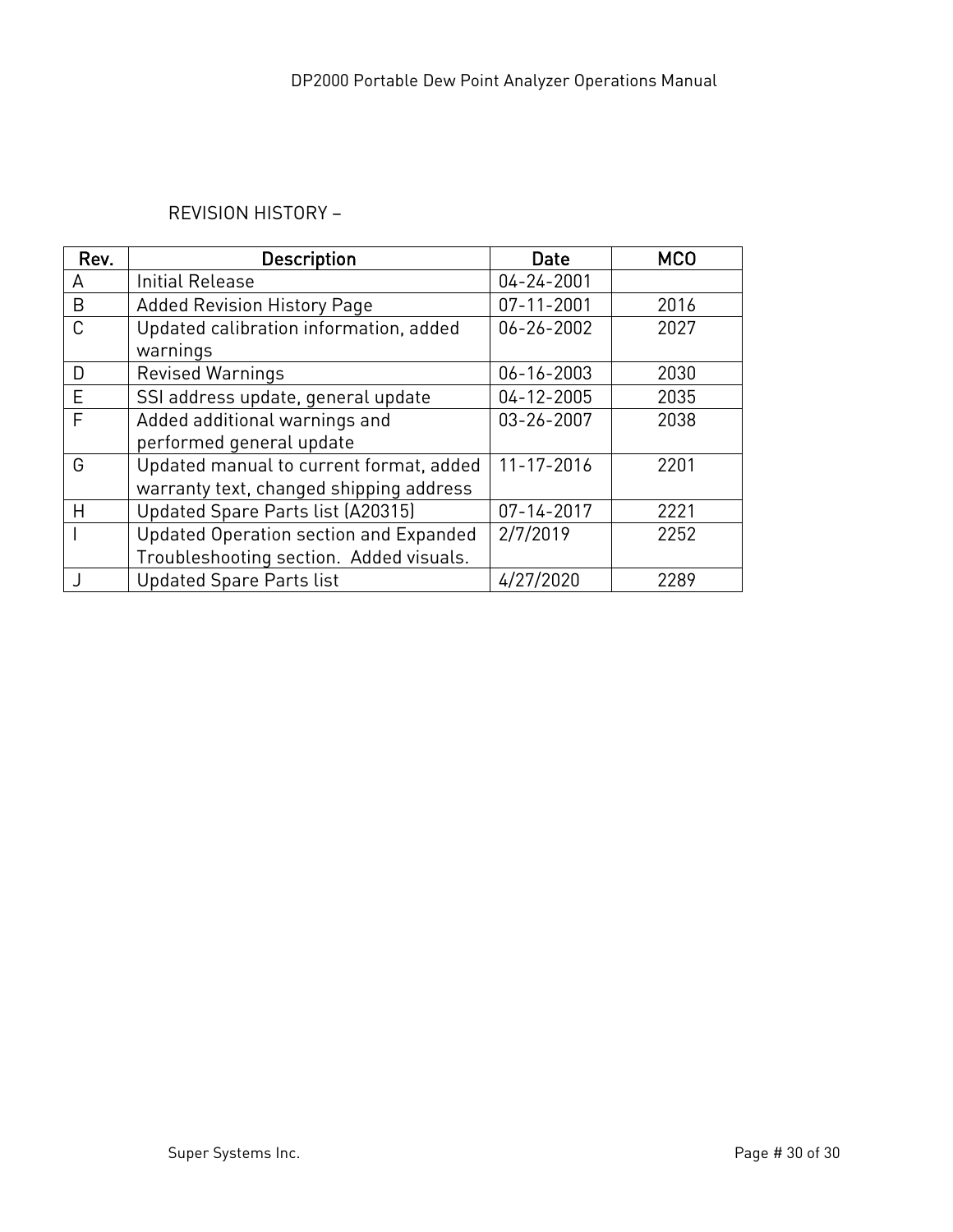REVISION HISTORY –

| Rev. | Description | Date | MCO |
| --- | --- | --- | --- |
| A | Initial Release | 04-24-2001 | |
| B | Added Revision History Page | 07-11-2001 | 2016 |
| C | Updated calibration information, added warnings | 06-26-2002 | 2027 |
| D | Revised Warnings | 06-16-2003 | 2030 |
| E | SSI address update, general update | 04-12-2005 | 2035 |
| F | Added additional warnings and performed general update | 03-26-2007 | 2038 |
| G | Updated manual to current format, added warranty text, changed shipping address | 11-17-2016 | 2201 |
| H | Updated Spare Parts list (A20315) | 07-14-2017 | 2221 |
| I | Updated Operation section and Expanded Troubleshooting section. Added visuals. | 2/7/2019 | 2252 |
| J | Updated Spare Parts list | 4/27/2020 | 2289 |